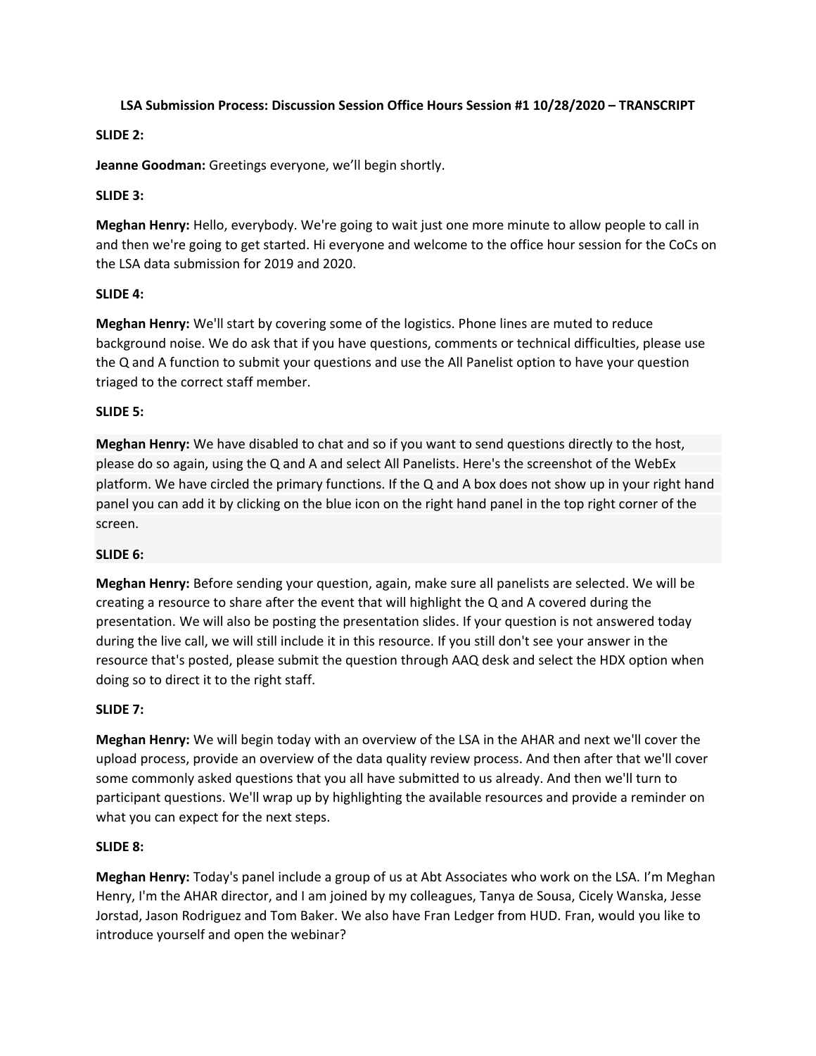**LSA Submission Process: Discussion Session Office Hours Session #1 10/28/2020 – TRANSCRIPT**

**SLIDE 2:**

**Jeanne Goodman:** Greetings everyone, we'll begin shortly.

**SLIDE 3:**

**Meghan Henry:** Hello, everybody. We're going to wait just one more minute to allow people to call in and then we're going to get started. Hi everyone and welcome to the office hour session for the CoCs on the LSA data submission for 2019 and 2020.

**SLIDE 4:**

**Meghan Henry:** We'll start by covering some of the logistics. Phone lines are muted to reduce background noise. We do ask that if you have questions, comments or technical difficulties, please use the Q and A function to submit your questions and use the All Panelist option to have your question triaged to the correct staff member.

**SLIDE 5:**

**Meghan Henry:** We have disabled to chat and so if you want to send questions directly to the host, please do so again, using the Q and A and select All Panelists. Here's the screenshot of the WebEx platform. We have circled the primary functions. If the Q and A box does not show up in your right hand panel you can add it by clicking on the blue icon on the right hand panel in the top right corner of the screen.

**SLIDE 6:**

**Meghan Henry:** Before sending your question, again, make sure all panelists are selected. We will be creating a resource to share after the event that will highlight the Q and A covered during the presentation. We will also be posting the presentation slides. If your question is not answered today during the live call, we will still include it in this resource. If you still don't see your answer in the resource that's posted, please submit the question through AAQ desk and select the HDX option when doing so to direct it to the right staff.

**SLIDE 7:**

**Meghan Henry:** We will begin today with an overview of the LSA in the AHAR and next we'll cover the upload process, provide an overview of the data quality review process. And then after that we'll cover some commonly asked questions that you all have submitted to us already. And then we'll turn to participant questions. We'll wrap up by highlighting the available resources and provide a reminder on what you can expect for the next steps.

**SLIDE 8:**

**Meghan Henry:** Today's panel include a group of us at Abt Associates who work on the LSA. I'm Meghan Henry, I'm the AHAR director, and I am joined by my colleagues, Tanya de Sousa, Cicely Wanska, Jesse Jorstad, Jason Rodriguez and Tom Baker. We also have Fran Ledger from HUD. Fran, would you like to introduce yourself and open the webinar?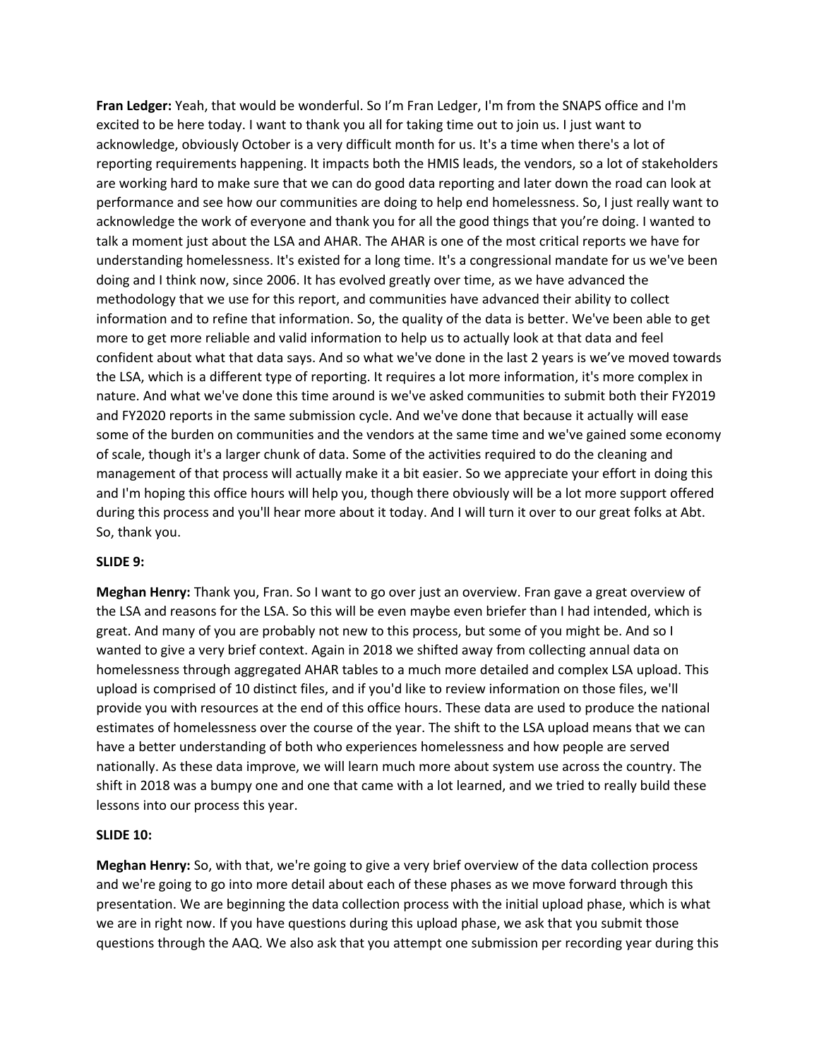**Fran Ledger:** Yeah, that would be wonderful. So I'm Fran Ledger, I'm from the SNAPS office and I'm excited to be here today. I want to thank you all for taking time out to join us. I just want to acknowledge, obviously October is a very difficult month for us. It's a time when there's a lot of reporting requirements happening. It impacts both the HMIS leads, the vendors, so a lot of stakeholders are working hard to make sure that we can do good data reporting and later down the road can look at performance and see how our communities are doing to help end homelessness. So, I just really want to acknowledge the work of everyone and thank you for all the good things that you're doing. I wanted to talk a moment just about the LSA and AHAR. The AHAR is one of the most critical reports we have for understanding homelessness. It's existed for a long time. It's a congressional mandate for us we've been doing and I think now, since 2006. It has evolved greatly over time, as we have advanced the methodology that we use for this report, and communities have advanced their ability to collect information and to refine that information. So, the quality of the data is better. We've been able to get more to get more reliable and valid information to help us to actually look at that data and feel confident about what that data says. And so what we've done in the last 2 years is we've moved towards the LSA, which is a different type of reporting. It requires a lot more information, it's more complex in nature. And what we've done this time around is we've asked communities to submit both their FY2019 and FY2020 reports in the same submission cycle. And we've done that because it actually will ease some of the burden on communities and the vendors at the same time and we've gained some economy of scale, though it's a larger chunk of data. Some of the activities required to do the cleaning and management of that process will actually make it a bit easier. So we appreciate your effort in doing this and I'm hoping this office hours will help you, though there obviously will be a lot more support offered during this process and you'll hear more about it today. And I will turn it over to our great folks at Abt. So, thank you.

**SLIDE 9:**

**Meghan Henry:** Thank you, Fran. So I want to go over just an overview. Fran gave a great overview of the LSA and reasons for the LSA. So this will be even maybe even briefer than I had intended, which is great. And many of you are probably not new to this process, but some of you might be. And so I wanted to give a very brief context. Again in 2018 we shifted away from collecting annual data on homelessness through aggregated AHAR tables to a much more detailed and complex LSA upload. This upload is comprised of 10 distinct files, and if you'd like to review information on those files, we'll provide you with resources at the end of this office hours. These data are used to produce the national estimates of homelessness over the course of the year. The shift to the LSA upload means that we can have a better understanding of both who experiences homelessness and how people are served nationally. As these data improve, we will learn much more about system use across the country. The shift in 2018 was a bumpy one and one that came with a lot learned, and we tried to really build these lessons into our process this year.

**SLIDE 10:**

**Meghan Henry:** So, with that, we're going to give a very brief overview of the data collection process and we're going to go into more detail about each of these phases as we move forward through this presentation. We are beginning the data collection process with the initial upload phase, which is what we are in right now. If you have questions during this upload phase, we ask that you submit those questions through the AAQ. We also ask that you attempt one submission per recording year during this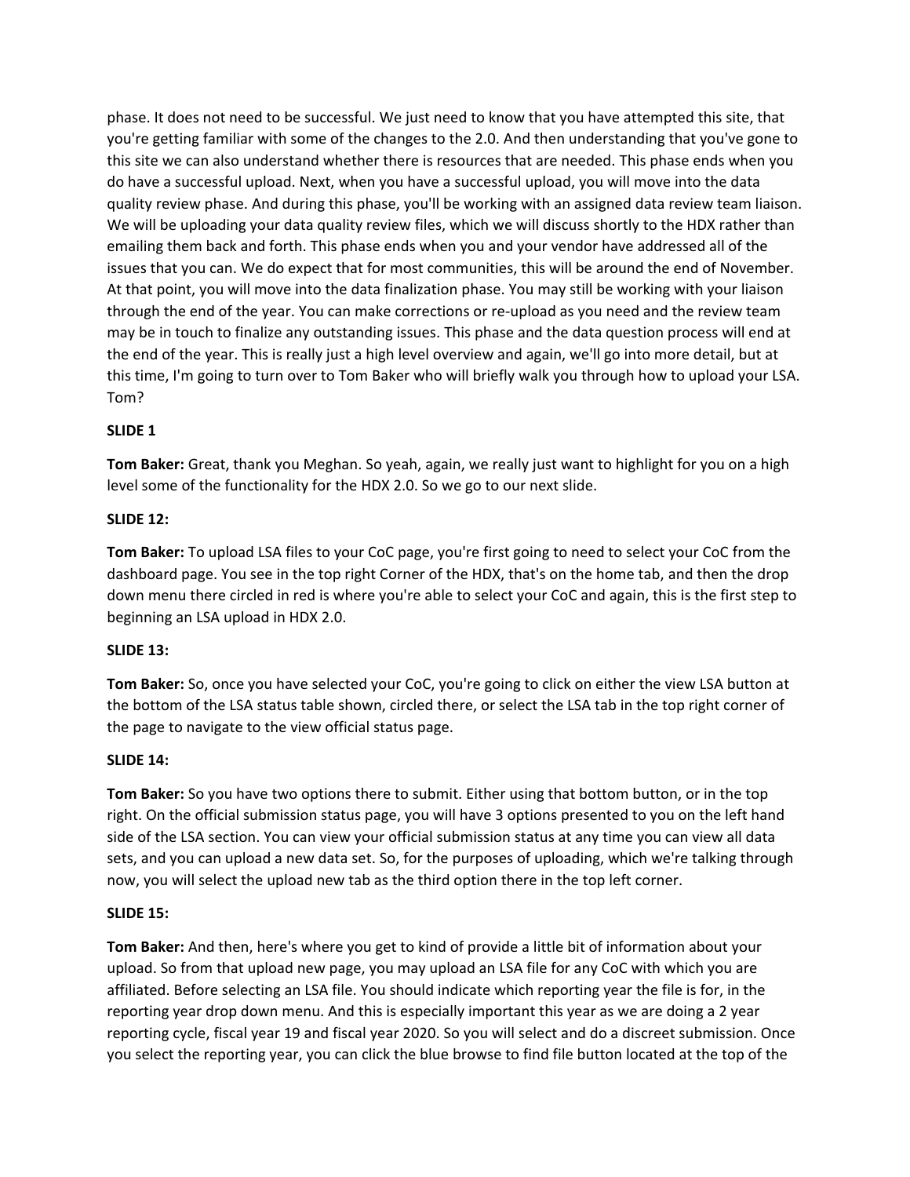phase. It does not need to be successful. We just need to know that you have attempted this site, that you're getting familiar with some of the changes to the 2.0. And then understanding that you've gone to this site we can also understand whether there is resources that are needed. This phase ends when you do have a successful upload. Next, when you have a successful upload, you will move into the data quality review phase. And during this phase, you'll be working with an assigned data review team liaison. We will be uploading your data quality review files, which we will discuss shortly to the HDX rather than emailing them back and forth. This phase ends when you and your vendor have addressed all of the issues that you can. We do expect that for most communities, this will be around the end of November. At that point, you will move into the data finalization phase. You may still be working with your liaison through the end of the year. You can make corrections or re-upload as you need and the review team may be in touch to finalize any outstanding issues. This phase and the data question process will end at the end of the year. This is really just a high level overview and again, we'll go into more detail, but at this time, I'm going to turn over to Tom Baker who will briefly walk you through how to upload your LSA. Tom?

**SLIDE 1**

**Tom Baker:** Great, thank you Meghan. So yeah, again, we really just want to highlight for you on a high level some of the functionality for the HDX 2.0. So we go to our next slide.

**SLIDE 12:**

**Tom Baker:** To upload LSA files to your CoC page, you're first going to need to select your CoC from the dashboard page. You see in the top right Corner of the HDX, that's on the home tab, and then the drop down menu there circled in red is where you're able to select your CoC and again, this is the first step to beginning an LSA upload in HDX 2.0.

**SLIDE 13:**

**Tom Baker:** So, once you have selected your CoC, you're going to click on either the view LSA button at the bottom of the LSA status table shown, circled there, or select the LSA tab in the top right corner of the page to navigate to the view official status page.

**SLIDE 14:**

**Tom Baker:** So you have two options there to submit. Either using that bottom button, or in the top right. On the official submission status page, you will have 3 options presented to you on the left hand side of the LSA section. You can view your official submission status at any time you can view all data sets, and you can upload a new data set. So, for the purposes of uploading, which we're talking through now, you will select the upload new tab as the third option there in the top left corner.

**SLIDE 15:**

**Tom Baker:** And then, here's where you get to kind of provide a little bit of information about your upload. So from that upload new page, you may upload an LSA file for any CoC with which you are affiliated. Before selecting an LSA file. You should indicate which reporting year the file is for, in the reporting year drop down menu. And this is especially important this year as we are doing a 2 year reporting cycle, fiscal year 19 and fiscal year 2020. So you will select and do a discreet submission. Once you select the reporting year, you can click the blue browse to find file button located at the top of the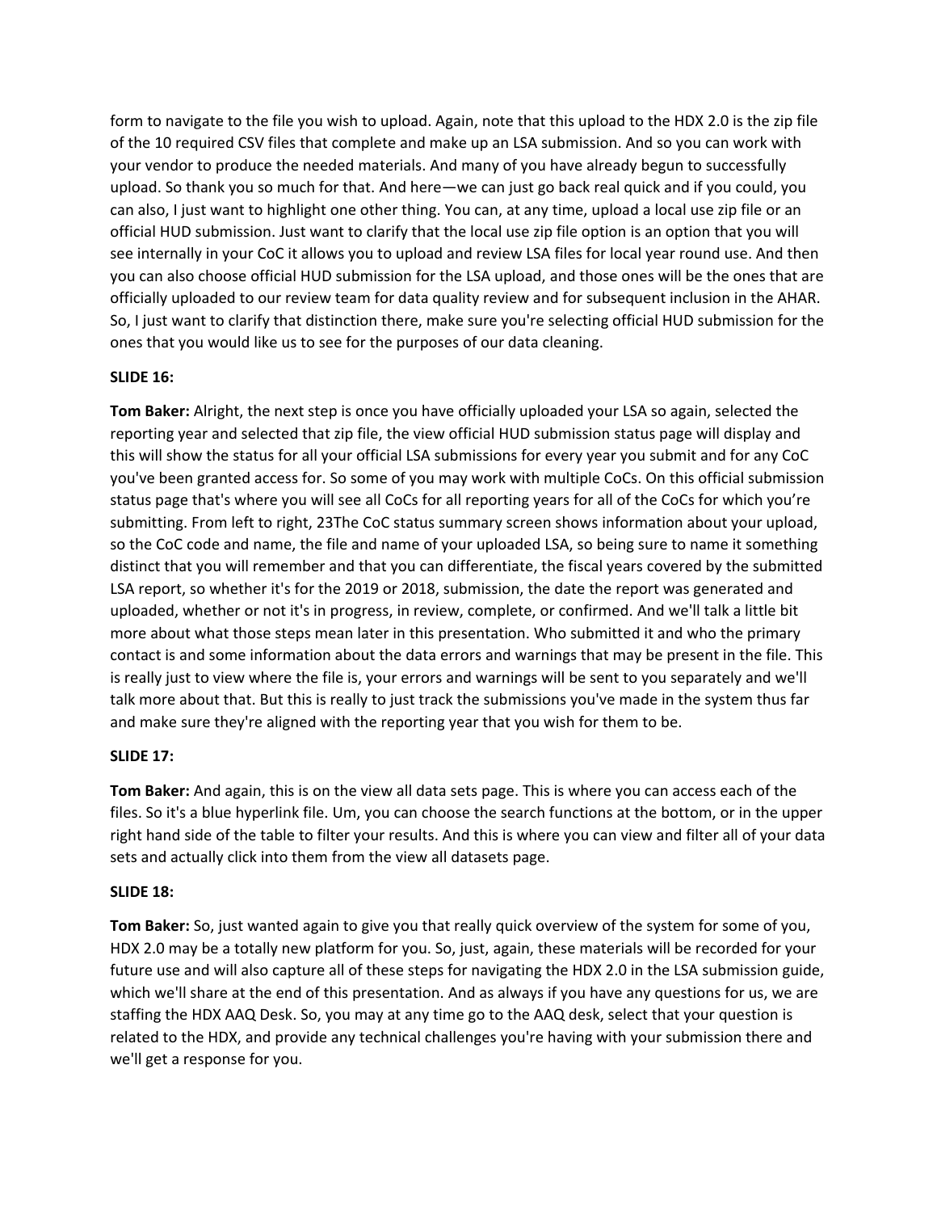form to navigate to the file you wish to upload. Again, note that this upload to the HDX 2.0 is the zip file of the 10 required CSV files that complete and make up an LSA submission. And so you can work with your vendor to produce the needed materials. And many of you have already begun to successfully upload. So thank you so much for that. And here—we can just go back real quick and if you could, you can also, I just want to highlight one other thing. You can, at any time, upload a local use zip file or an official HUD submission. Just want to clarify that the local use zip file option is an option that you will see internally in your CoC it allows you to upload and review LSA files for local year round use. And then you can also choose official HUD submission for the LSA upload, and those ones will be the ones that are officially uploaded to our review team for data quality review and for subsequent inclusion in the AHAR. So, I just want to clarify that distinction there, make sure you're selecting official HUD submission for the ones that you would like us to see for the purposes of our data cleaning.

**SLIDE 16:**

**Tom Baker:** Alright, the next step is once you have officially uploaded your LSA so again, selected the reporting year and selected that zip file, the view official HUD submission status page will display and this will show the status for all your official LSA submissions for every year you submit and for any CoC you've been granted access for. So some of you may work with multiple CoCs. On this official submission status page that's where you will see all CoCs for all reporting years for all of the CoCs for which you're submitting. From left to right, 23The CoC status summary screen shows information about your upload, so the CoC code and name, the file and name of your uploaded LSA, so being sure to name it something distinct that you will remember and that you can differentiate, the fiscal years covered by the submitted LSA report, so whether it's for the 2019 or 2018, submission, the date the report was generated and uploaded, whether or not it's in progress, in review, complete, or confirmed. And we'll talk a little bit more about what those steps mean later in this presentation. Who submitted it and who the primary contact is and some information about the data errors and warnings that may be present in the file. This is really just to view where the file is, your errors and warnings will be sent to you separately and we'll talk more about that. But this is really to just track the submissions you've made in the system thus far and make sure they're aligned with the reporting year that you wish for them to be.

**SLIDE 17:**

**Tom Baker:** And again, this is on the view all data sets page. This is where you can access each of the files. So it's a blue hyperlink file. Um, you can choose the search functions at the bottom, or in the upper right hand side of the table to filter your results. And this is where you can view and filter all of your data sets and actually click into them from the view all datasets page.

**SLIDE 18:**

**Tom Baker:** So, just wanted again to give you that really quick overview of the system for some of you, HDX 2.0 may be a totally new platform for you. So, just, again, these materials will be recorded for your future use and will also capture all of these steps for navigating the HDX 2.0 in the LSA submission guide, which we'll share at the end of this presentation. And as always if you have any questions for us, we are staffing the HDX AAQ Desk. So, you may at any time go to the AAQ desk, select that your question is related to the HDX, and provide any technical challenges you're having with your submission there and we'll get a response for you.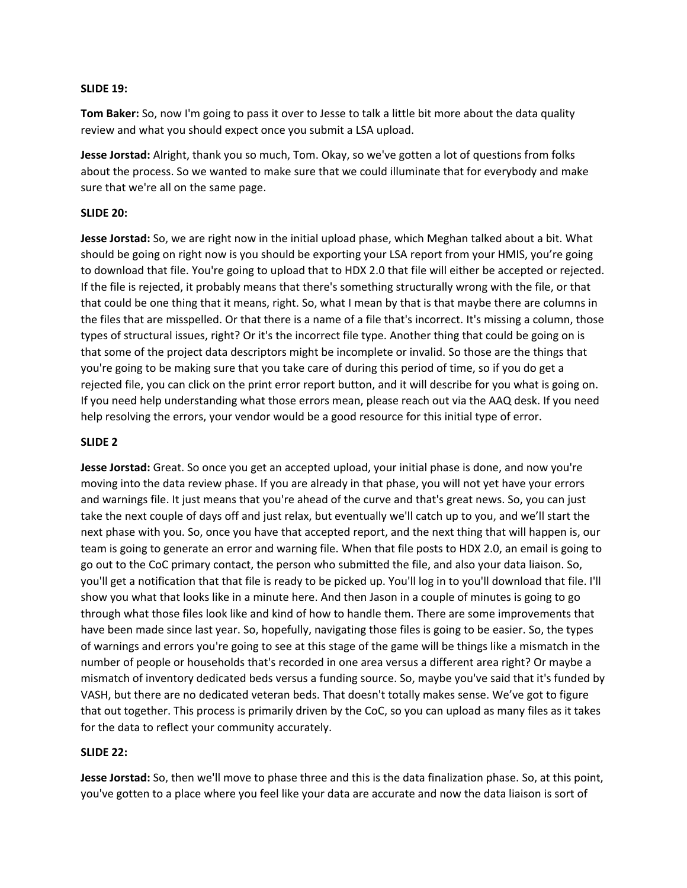**SLIDE 19:**

**Tom Baker:** So, now I'm going to pass it over to Jesse to talk a little bit more about the data quality review and what you should expect once you submit a LSA upload.

**Jesse Jorstad:** Alright, thank you so much, Tom. Okay, so we've gotten a lot of questions from folks about the process. So we wanted to make sure that we could illuminate that for everybody and make sure that we're all on the same page.

**SLIDE 20:**

**Jesse Jorstad:** So, we are right now in the initial upload phase, which Meghan talked about a bit. What should be going on right now is you should be exporting your LSA report from your HMIS, you're going to download that file. You're going to upload that to HDX 2.0 that file will either be accepted or rejected. If the file is rejected, it probably means that there's something structurally wrong with the file, or that that could be one thing that it means, right. So, what I mean by that is that maybe there are columns in the files that are misspelled. Or that there is a name of a file that's incorrect. It's missing a column, those types of structural issues, right? Or it's the incorrect file type. Another thing that could be going on is that some of the project data descriptors might be incomplete or invalid. So those are the things that you're going to be making sure that you take care of during this period of time, so if you do get a rejected file, you can click on the print error report button, and it will describe for you what is going on. If you need help understanding what those errors mean, please reach out via the AAQ desk. If you need help resolving the errors, your vendor would be a good resource for this initial type of error.

**SLIDE 2**

**Jesse Jorstad:** Great. So once you get an accepted upload, your initial phase is done, and now you're moving into the data review phase. If you are already in that phase, you will not yet have your errors and warnings file. It just means that you're ahead of the curve and that's great news. So, you can just take the next couple of days off and just relax, but eventually we'll catch up to you, and we'll start the next phase with you. So, once you have that accepted report, and the next thing that will happen is, our team is going to generate an error and warning file. When that file posts to HDX 2.0, an email is going to go out to the CoC primary contact, the person who submitted the file, and also your data liaison. So, you'll get a notification that that file is ready to be picked up. You'll log in to you'll download that file. I'll show you what that looks like in a minute here. And then Jason in a couple of minutes is going to go through what those files look like and kind of how to handle them. There are some improvements that have been made since last year. So, hopefully, navigating those files is going to be easier. So, the types of warnings and errors you're going to see at this stage of the game will be things like a mismatch in the number of people or households that's recorded in one area versus a different area right? Or maybe a mismatch of inventory dedicated beds versus a funding source. So, maybe you've said that it's funded by VASH, but there are no dedicated veteran beds. That doesn't totally makes sense. We've got to figure that out together. This process is primarily driven by the CoC, so you can upload as many files as it takes for the data to reflect your community accurately.

**SLIDE 22:**

**Jesse Jorstad:** So, then we'll move to phase three and this is the data finalization phase. So, at this point, you've gotten to a place where you feel like your data are accurate and now the data liaison is sort of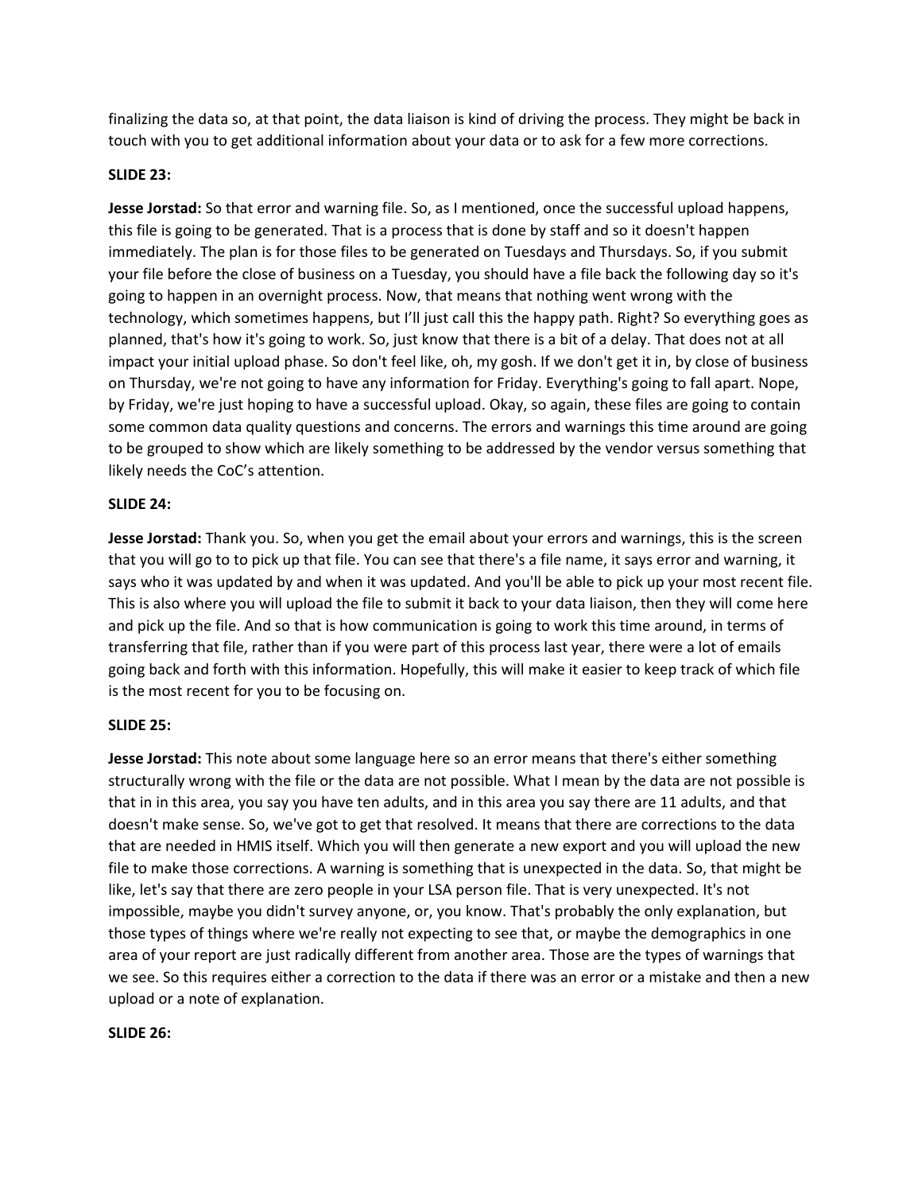finalizing the data so, at that point, the data liaison is kind of driving the process. They might be back in touch with you to get additional information about your data or to ask for a few more corrections.

**SLIDE 23:**

**Jesse Jorstad:** So that error and warning file. So, as I mentioned, once the successful upload happens, this file is going to be generated. That is a process that is done by staff and so it doesn't happen immediately. The plan is for those files to be generated on Tuesdays and Thursdays. So, if you submit your file before the close of business on a Tuesday, you should have a file back the following day so it's going to happen in an overnight process. Now, that means that nothing went wrong with the technology, which sometimes happens, but I'll just call this the happy path. Right? So everything goes as planned, that's how it's going to work. So, just know that there is a bit of a delay. That does not at all impact your initial upload phase. So don't feel like, oh, my gosh. If we don't get it in, by close of business on Thursday, we're not going to have any information for Friday. Everything's going to fall apart. Nope, by Friday, we're just hoping to have a successful upload. Okay, so again, these files are going to contain some common data quality questions and concerns. The errors and warnings this time around are going to be grouped to show which are likely something to be addressed by the vendor versus something that likely needs the CoC's attention.

**SLIDE 24:**

**Jesse Jorstad:** Thank you. So, when you get the email about your errors and warnings, this is the screen that you will go to to pick up that file. You can see that there's a file name, it says error and warning, it says who it was updated by and when it was updated. And you'll be able to pick up your most recent file. This is also where you will upload the file to submit it back to your data liaison, then they will come here and pick up the file. And so that is how communication is going to work this time around, in terms of transferring that file, rather than if you were part of this process last year, there were a lot of emails going back and forth with this information. Hopefully, this will make it easier to keep track of which file is the most recent for you to be focusing on.

**SLIDE 25:**

**Jesse Jorstad:** This note about some language here so an error means that there's either something structurally wrong with the file or the data are not possible. What I mean by the data are not possible is that in in this area, you say you have ten adults, and in this area you say there are 11 adults, and that doesn't make sense. So, we've got to get that resolved. It means that there are corrections to the data that are needed in HMIS itself. Which you will then generate a new export and you will upload the new file to make those corrections. A warning is something that is unexpected in the data. So, that might be like, let's say that there are zero people in your LSA person file. That is very unexpected. It's not impossible, maybe you didn't survey anyone, or, you know. That's probably the only explanation, but those types of things where we're really not expecting to see that, or maybe the demographics in one area of your report are just radically different from another area. Those are the types of warnings that we see. So this requires either a correction to the data if there was an error or a mistake and then a new upload or a note of explanation.

**SLIDE 26:**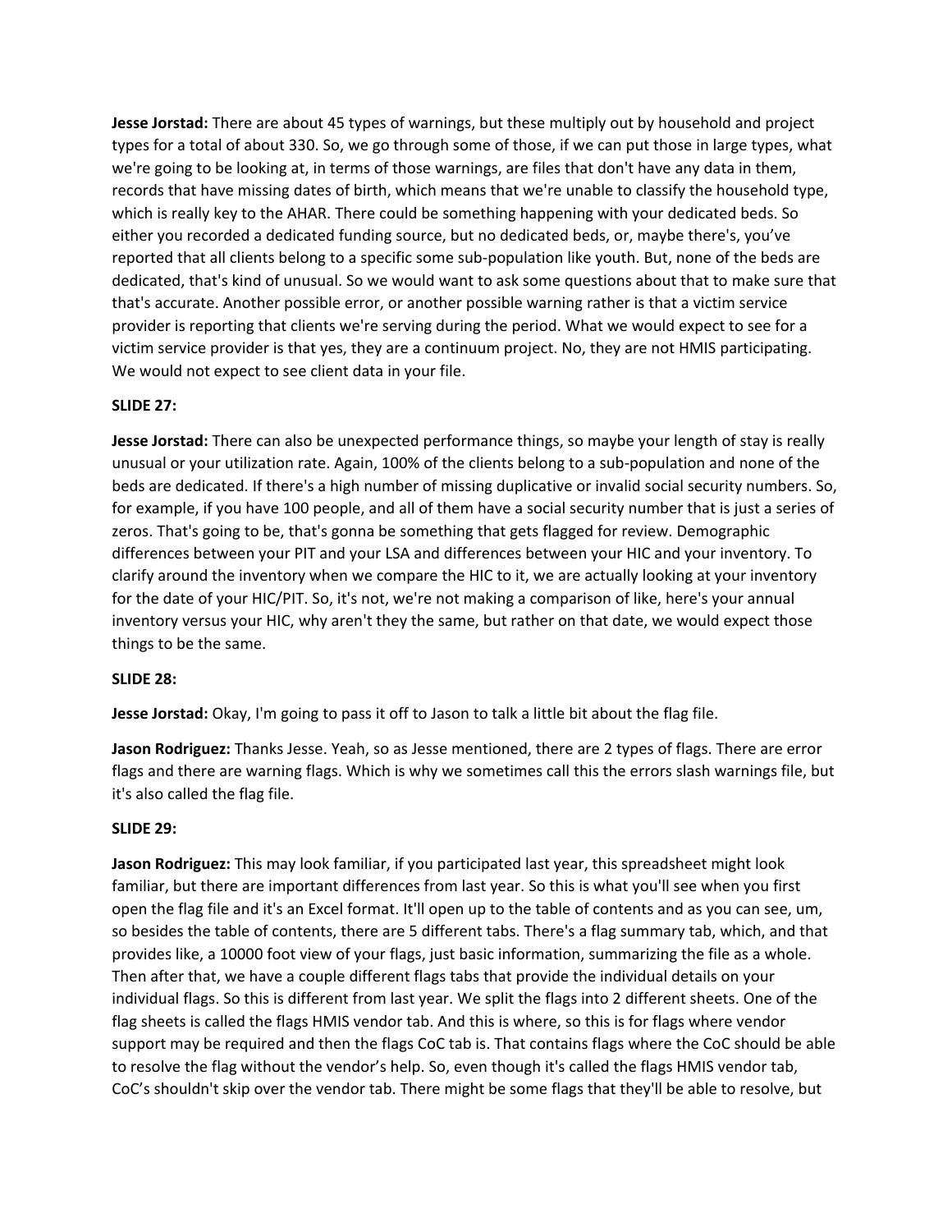**Jesse Jorstad:** There are about 45 types of warnings, but these multiply out by household and project types for a total of about 330. So, we go through some of those, if we can put those in large types, what we're going to be looking at, in terms of those warnings, are files that don't have any data in them, records that have missing dates of birth, which means that we're unable to classify the household type, which is really key to the AHAR. There could be something happening with your dedicated beds. So either you recorded a dedicated funding source, but no dedicated beds, or, maybe there's, you've reported that all clients belong to a specific some sub-population like youth. But, none of the beds are dedicated, that's kind of unusual. So we would want to ask some questions about that to make sure that that's accurate. Another possible error, or another possible warning rather is that a victim service provider is reporting that clients we're serving during the period. What we would expect to see for a victim service provider is that yes, they are a continuum project. No, they are not HMIS participating. We would not expect to see client data in your file.

**SLIDE 27:**

**Jesse Jorstad:** There can also be unexpected performance things, so maybe your length of stay is really unusual or your utilization rate. Again, 100% of the clients belong to a sub-population and none of the beds are dedicated. If there's a high number of missing duplicative or invalid social security numbers. So, for example, if you have 100 people, and all of them have a social security number that is just a series of zeros. That's going to be, that's gonna be something that gets flagged for review. Demographic differences between your PIT and your LSA and differences between your HIC and your inventory. To clarify around the inventory when we compare the HIC to it, we are actually looking at your inventory for the date of your HIC/PIT. So, it's not, we're not making a comparison of like, here's your annual inventory versus your HIC, why aren't they the same, but rather on that date, we would expect those things to be the same.

**SLIDE 28:**

**Jesse Jorstad:** Okay, I'm going to pass it off to Jason to talk a little bit about the flag file.

**Jason Rodriguez:** Thanks Jesse. Yeah, so as Jesse mentioned, there are 2 types of flags. There are error flags and there are warning flags. Which is why we sometimes call this the errors slash warnings file, but it's also called the flag file.

**SLIDE 29:**

**Jason Rodriguez:** This may look familiar, if you participated last year, this spreadsheet might look familiar, but there are important differences from last year. So this is what you'll see when you first open the flag file and it's an Excel format. It'll open up to the table of contents and as you can see, um, so besides the table of contents, there are 5 different tabs. There's a flag summary tab, which, and that provides like, a 10000 foot view of your flags, just basic information, summarizing the file as a whole. Then after that, we have a couple different flags tabs that provide the individual details on your individual flags. So this is different from last year. We split the flags into 2 different sheets. One of the flag sheets is called the flags HMIS vendor tab. And this is where, so this is for flags where vendor support may be required and then the flags CoC tab is. That contains flags where the CoC should be able to resolve the flag without the vendor's help. So, even though it's called the flags HMIS vendor tab, CoC's shouldn't skip over the vendor tab. There might be some flags that they'll be able to resolve, but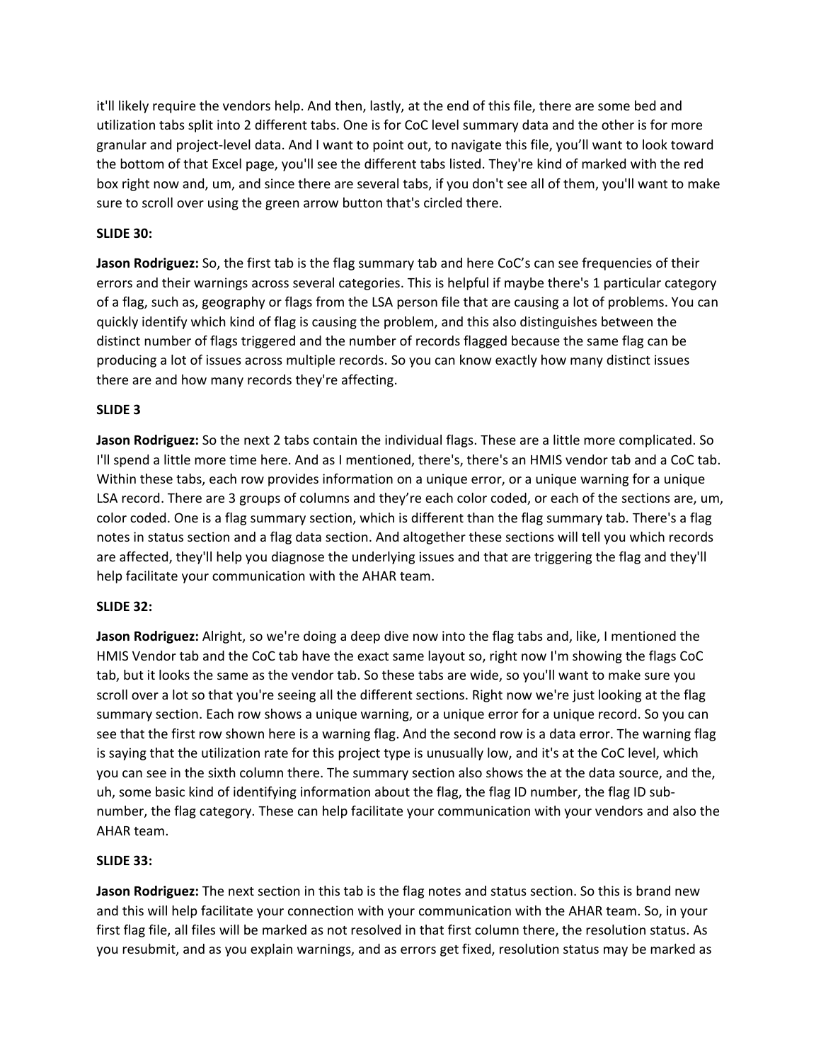it'll likely require the vendors help. And then, lastly, at the end of this file, there are some bed and utilization tabs split into 2 different tabs. One is for CoC level summary data and the other is for more granular and project-level data. And I want to point out, to navigate this file, you'll want to look toward the bottom of that Excel page, you'll see the different tabs listed. They're kind of marked with the red box right now and, um, and since there are several tabs, if you don't see all of them, you'll want to make sure to scroll over using the green arrow button that's circled there.

**SLIDE 30:**

**Jason Rodriguez:** So, the first tab is the flag summary tab and here CoC's can see frequencies of their errors and their warnings across several categories. This is helpful if maybe there's 1 particular category of a flag, such as, geography or flags from the LSA person file that are causing a lot of problems. You can quickly identify which kind of flag is causing the problem, and this also distinguishes between the distinct number of flags triggered and the number of records flagged because the same flag can be producing a lot of issues across multiple records. So you can know exactly how many distinct issues there are and how many records they're affecting.

**SLIDE 3**

**Jason Rodriguez:** So the next 2 tabs contain the individual flags. These are a little more complicated. So I'll spend a little more time here. And as I mentioned, there's, there's an HMIS vendor tab and a CoC tab. Within these tabs, each row provides information on a unique error, or a unique warning for a unique LSA record. There are 3 groups of columns and they're each color coded, or each of the sections are, um, color coded. One is a flag summary section, which is different than the flag summary tab. There's a flag notes in status section and a flag data section. And altogether these sections will tell you which records are affected, they'll help you diagnose the underlying issues and that are triggering the flag and they'll help facilitate your communication with the AHAR team.

**SLIDE 32:**

**Jason Rodriguez:** Alright, so we're doing a deep dive now into the flag tabs and, like, I mentioned the HMIS Vendor tab and the CoC tab have the exact same layout so, right now I'm showing the flags CoC tab, but it looks the same as the vendor tab. So these tabs are wide, so you'll want to make sure you scroll over a lot so that you're seeing all the different sections. Right now we're just looking at the flag summary section. Each row shows a unique warning, or a unique error for a unique record. So you can see that the first row shown here is a warning flag. And the second row is a data error. The warning flag is saying that the utilization rate for this project type is unusually low, and it's at the CoC level, which you can see in the sixth column there. The summary section also shows the at the data source, and the, uh, some basic kind of identifying information about the flag, the flag ID number, the flag ID sub-number, the flag category. These can help facilitate your communication with your vendors and also the AHAR team.

**SLIDE 33:**

**Jason Rodriguez:** The next section in this tab is the flag notes and status section. So this is brand new and this will help facilitate your connection with your communication with the AHAR team. So, in your first flag file, all files will be marked as not resolved in that first column there, the resolution status. As you resubmit, and as you explain warnings, and as errors get fixed, resolution status may be marked as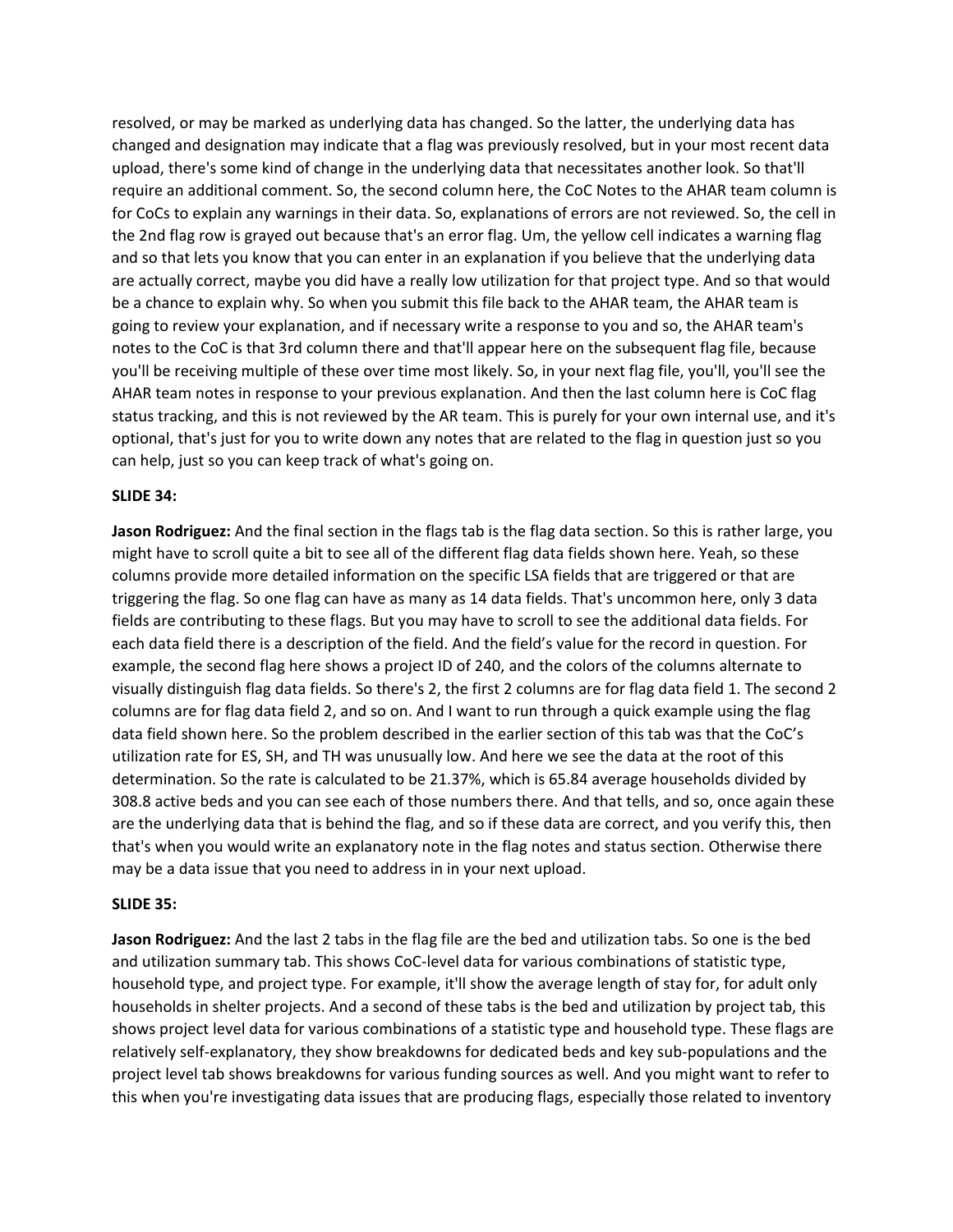resolved, or may be marked as underlying data has changed. So the latter, the underlying data has changed and designation may indicate that a flag was previously resolved, but in your most recent data upload, there's some kind of change in the underlying data that necessitates another look. So that'll require an additional comment. So, the second column here, the CoC Notes to the AHAR team column is for CoCs to explain any warnings in their data. So, explanations of errors are not reviewed. So, the cell in the 2nd flag row is grayed out because that's an error flag. Um, the yellow cell indicates a warning flag and so that lets you know that you can enter in an explanation if you believe that the underlying data are actually correct, maybe you did have a really low utilization for that project type. And so that would be a chance to explain why. So when you submit this file back to the AHAR team, the AHAR team is going to review your explanation, and if necessary write a response to you and so, the AHAR team's notes to the CoC is that 3rd column there and that'll appear here on the subsequent flag file, because you'll be receiving multiple of these over time most likely. So, in your next flag file, you'll, you'll see the AHAR team notes in response to your previous explanation. And then the last column here is CoC flag status tracking, and this is not reviewed by the AR team. This is purely for your own internal use, and it's optional, that's just for you to write down any notes that are related to the flag in question just so you can help, just so you can keep track of what's going on.

**SLIDE 34:**

**Jason Rodriguez:** And the final section in the flags tab is the flag data section. So this is rather large, you might have to scroll quite a bit to see all of the different flag data fields shown here. Yeah, so these columns provide more detailed information on the specific LSA fields that are triggered or that are triggering the flag. So one flag can have as many as 14 data fields. That's uncommon here, only 3 data fields are contributing to these flags. But you may have to scroll to see the additional data fields. For each data field there is a description of the field. And the field's value for the record in question. For example, the second flag here shows a project ID of 240, and the colors of the columns alternate to visually distinguish flag data fields. So there's 2, the first 2 columns are for flag data field 1. The second 2 columns are for flag data field 2, and so on. And I want to run through a quick example using the flag data field shown here. So the problem described in the earlier section of this tab was that the CoC's utilization rate for ES, SH, and TH was unusually low. And here we see the data at the root of this determination. So the rate is calculated to be 21.37%, which is 65.84 average households divided by 308.8 active beds and you can see each of those numbers there. And that tells, and so, once again these are the underlying data that is behind the flag, and so if these data are correct, and you verify this, then that's when you would write an explanatory note in the flag notes and status section. Otherwise there may be a data issue that you need to address in in your next upload.

**SLIDE 35:**

**Jason Rodriguez:** And the last 2 tabs in the flag file are the bed and utilization tabs. So one is the bed and utilization summary tab. This shows CoC-level data for various combinations of statistic type, household type, and project type. For example, it'll show the average length of stay for, for adult only households in shelter projects. And a second of these tabs is the bed and utilization by project tab, this shows project level data for various combinations of a statistic type and household type. These flags are relatively self-explanatory, they show breakdowns for dedicated beds and key sub-populations and the project level tab shows breakdowns for various funding sources as well. And you might want to refer to this when you're investigating data issues that are producing flags, especially those related to inventory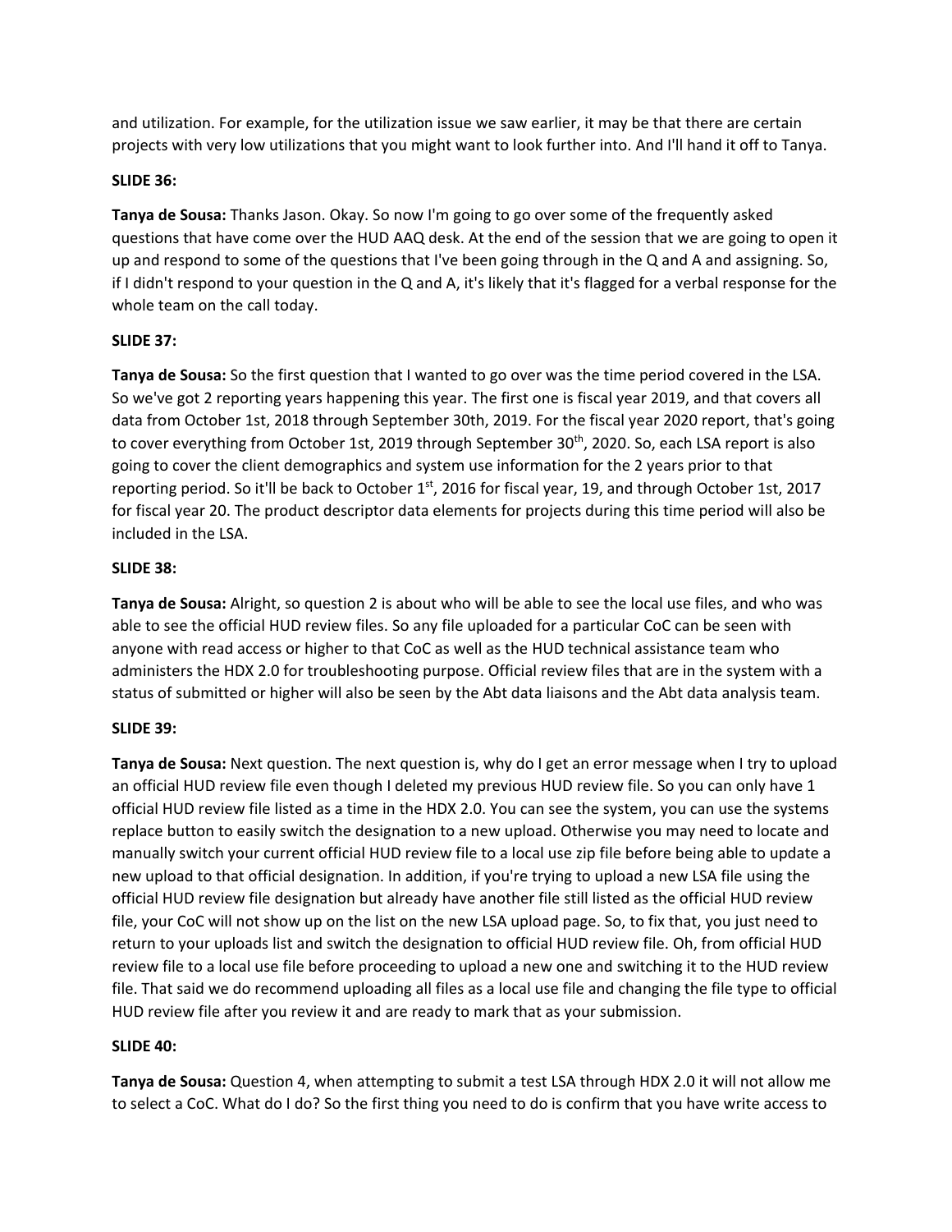and utilization. For example, for the utilization issue we saw earlier, it may be that there are certain projects with very low utilizations that you might want to look further into. And I'll hand it off to Tanya.

**SLIDE 36:**

**Tanya de Sousa:** Thanks Jason. Okay. So now I'm going to go over some of the frequently asked questions that have come over the HUD AAQ desk. At the end of the session that we are going to open it up and respond to some of the questions that I've been going through in the Q and A and assigning. So, if I didn't respond to your question in the Q and A, it's likely that it's flagged for a verbal response for the whole team on the call today.

**SLIDE 37:**

**Tanya de Sousa:** So the first question that I wanted to go over was the time period covered in the LSA. So we've got 2 reporting years happening this year. The first one is fiscal year 2019, and that covers all data from October 1st, 2018 through September 30th, 2019. For the fiscal year 2020 report, that's going to cover everything from October 1st, 2019 through September 30th, 2020. So, each LSA report is also going to cover the client demographics and system use information for the 2 years prior to that reporting period. So it'll be back to October 1st, 2016 for fiscal year, 19, and through October 1st, 2017 for fiscal year 20. The product descriptor data elements for projects during this time period will also be included in the LSA.

**SLIDE 38:**

**Tanya de Sousa:** Alright, so question 2 is about who will be able to see the local use files, and who was able to see the official HUD review files. So any file uploaded for a particular CoC can be seen with anyone with read access or higher to that CoC as well as the HUD technical assistance team who administers the HDX 2.0 for troubleshooting purpose. Official review files that are in the system with a status of submitted or higher will also be seen by the Abt data liaisons and the Abt data analysis team.

**SLIDE 39:**

**Tanya de Sousa:** Next question. The next question is, why do I get an error message when I try to upload an official HUD review file even though I deleted my previous HUD review file. So you can only have 1 official HUD review file listed as a time in the HDX 2.0. You can see the system, you can use the systems replace button to easily switch the designation to a new upload. Otherwise you may need to locate and manually switch your current official HUD review file to a local use zip file before being able to update a new upload to that official designation. In addition, if you're trying to upload a new LSA file using the official HUD review file designation but already have another file still listed as the official HUD review file, your CoC will not show up on the list on the new LSA upload page. So, to fix that, you just need to return to your uploads list and switch the designation to official HUD review file. Oh, from official HUD review file to a local use file before proceeding to upload a new one and switching it to the HUD review file. That said we do recommend uploading all files as a local use file and changing the file type to official HUD review file after you review it and are ready to mark that as your submission.

**SLIDE 40:**

**Tanya de Sousa:** Question 4, when attempting to submit a test LSA through HDX 2.0 it will not allow me to select a CoC. What do I do? So the first thing you need to do is confirm that you have write access to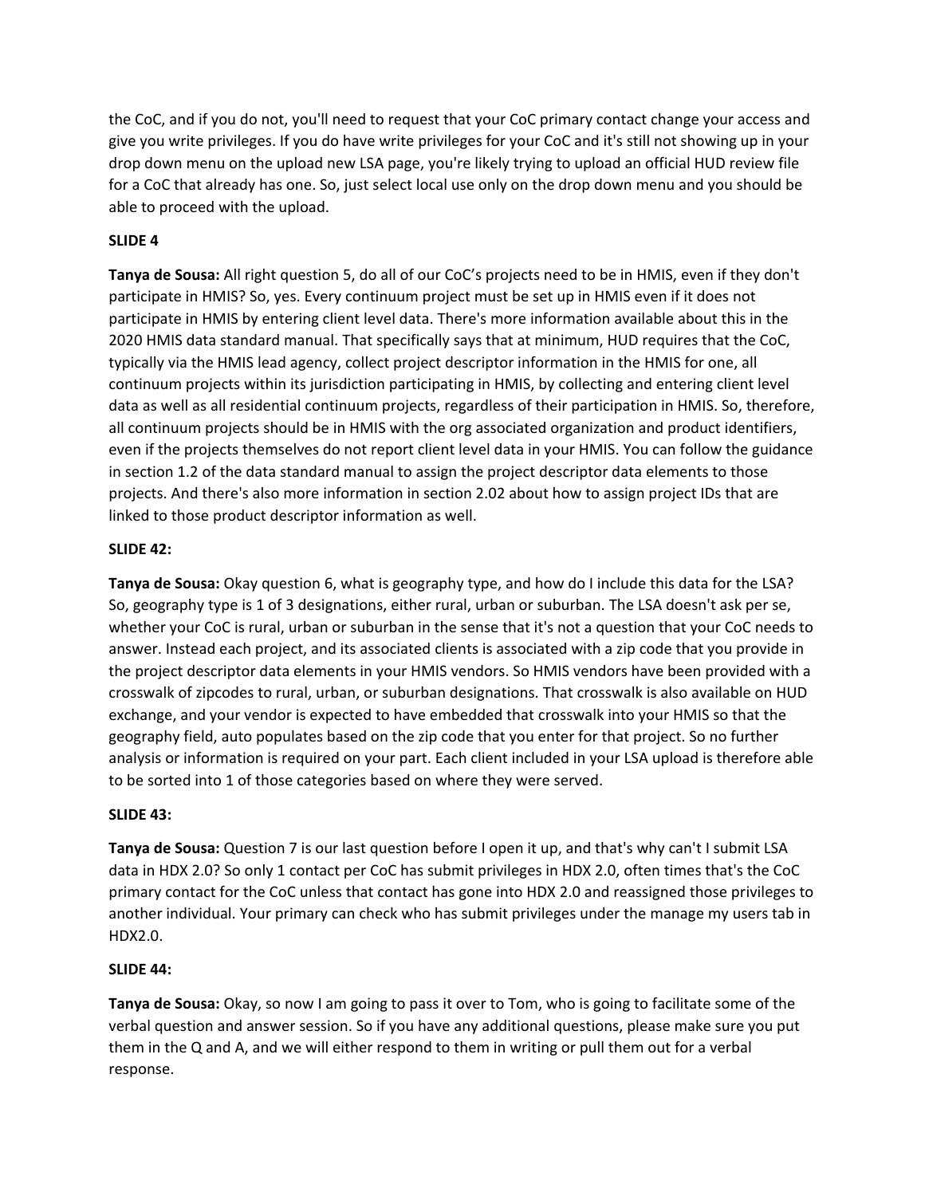the CoC, and if you do not, you'll need to request that your CoC primary contact change your access and give you write privileges. If you do have write privileges for your CoC and it's still not showing up in your drop down menu on the upload new LSA page, you're likely trying to upload an official HUD review file for a CoC that already has one. So, just select local use only on the drop down menu and you should be able to proceed with the upload.

**SLIDE 4**

**Tanya de Sousa:** All right question 5, do all of our CoC's projects need to be in HMIS, even if they don't participate in HMIS? So, yes. Every continuum project must be set up in HMIS even if it does not participate in HMIS by entering client level data. There's more information available about this in the 2020 HMIS data standard manual. That specifically says that at minimum, HUD requires that the CoC, typically via the HMIS lead agency, collect project descriptor information in the HMIS for one, all continuum projects within its jurisdiction participating in HMIS, by collecting and entering client level data as well as all residential continuum projects, regardless of their participation in HMIS. So, therefore, all continuum projects should be in HMIS with the org associated organization and product identifiers, even if the projects themselves do not report client level data in your HMIS. You can follow the guidance in section 1.2 of the data standard manual to assign the project descriptor data elements to those projects. And there's also more information in section 2.02 about how to assign project IDs that are linked to those product descriptor information as well.

**SLIDE 42:**

**Tanya de Sousa:** Okay question 6, what is geography type, and how do I include this data for the LSA? So, geography type is 1 of 3 designations, either rural, urban or suburban. The LSA doesn't ask per se, whether your CoC is rural, urban or suburban in the sense that it's not a question that your CoC needs to answer. Instead each project, and its associated clients is associated with a zip code that you provide in the project descriptor data elements in your HMIS vendors. So HMIS vendors have been provided with a crosswalk of zipcodes to rural, urban, or suburban designations. That crosswalk is also available on HUD exchange, and your vendor is expected to have embedded that crosswalk into your HMIS so that the geography field, auto populates based on the zip code that you enter for that project. So no further analysis or information is required on your part. Each client included in your LSA upload is therefore able to be sorted into 1 of those categories based on where they were served.

**SLIDE 43:**

**Tanya de Sousa:** Question 7 is our last question before I open it up, and that's why can't I submit LSA data in HDX 2.0? So only 1 contact per CoC has submit privileges in HDX 2.0, often times that's the CoC primary contact for the CoC unless that contact has gone into HDX 2.0 and reassigned those privileges to another individual. Your primary can check who has submit privileges under the manage my users tab in HDX2.0.

**SLIDE 44:**

**Tanya de Sousa:** Okay, so now I am going to pass it over to Tom, who is going to facilitate some of the verbal question and answer session. So if you have any additional questions, please make sure you put them in the Q and A, and we will either respond to them in writing or pull them out for a verbal response.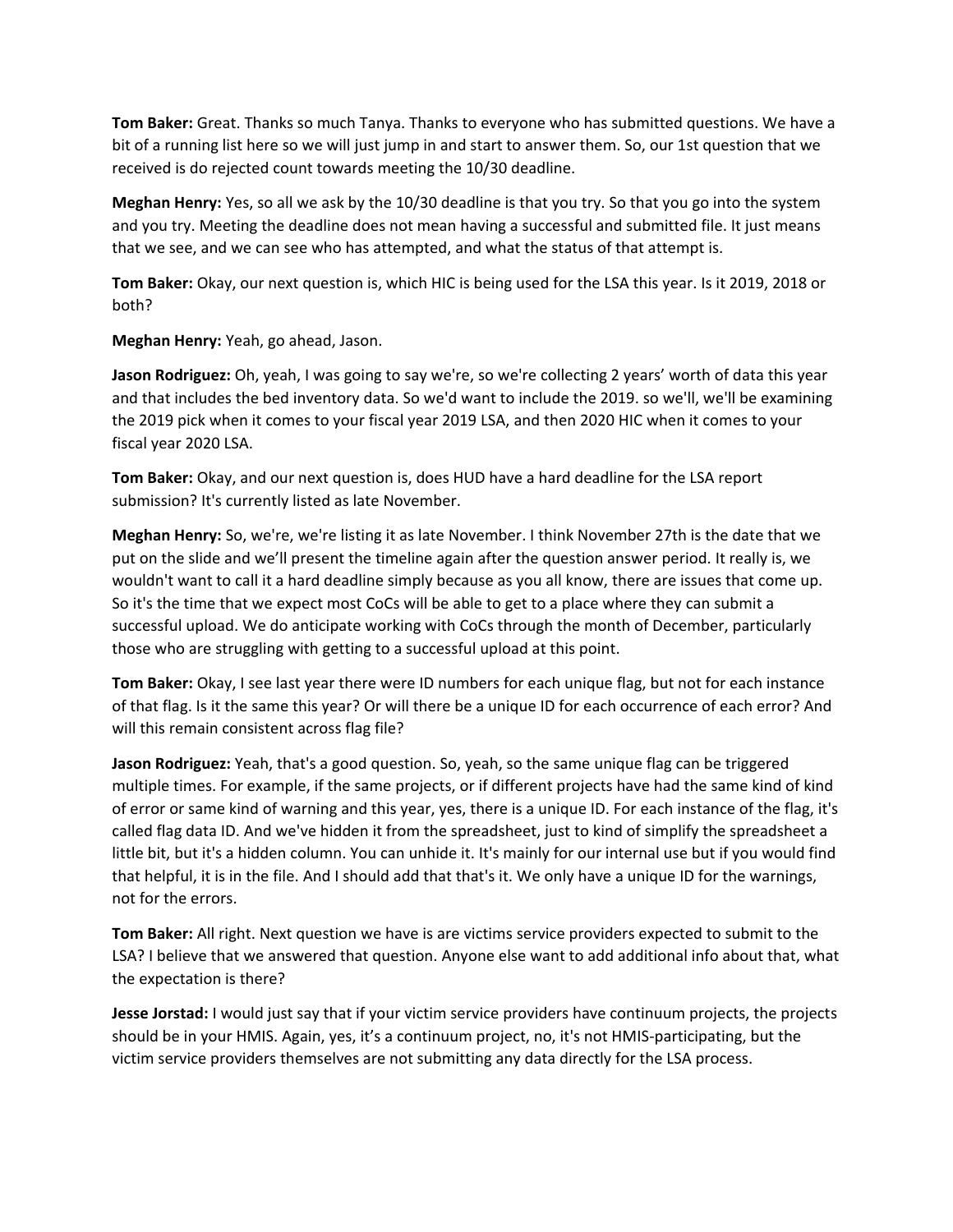**Tom Baker:** Great. Thanks so much Tanya. Thanks to everyone who has submitted questions. We have a bit of a running list here so we will just jump in and start to answer them. So, our 1st question that we received is do rejected count towards meeting the 10/30 deadline.

**Meghan Henry:** Yes, so all we ask by the 10/30 deadline is that you try. So that you go into the system and you try. Meeting the deadline does not mean having a successful and submitted file. It just means that we see, and we can see who has attempted, and what the status of that attempt is.

**Tom Baker:** Okay, our next question is, which HIC is being used for the LSA this year. Is it 2019, 2018 or both?

**Meghan Henry:** Yeah, go ahead, Jason.

**Jason Rodriguez:** Oh, yeah, I was going to say we're, so we're collecting 2 years' worth of data this year and that includes the bed inventory data. So we'd want to include the 2019. so we'll, we'll be examining the 2019 pick when it comes to your fiscal year 2019 LSA, and then 2020 HIC when it comes to your fiscal year 2020 LSA.

**Tom Baker:** Okay, and our next question is, does HUD have a hard deadline for the LSA report submission? It's currently listed as late November.

**Meghan Henry:** So, we're, we're listing it as late November. I think November 27th is the date that we put on the slide and we'll present the timeline again after the question answer period. It really is, we wouldn't want to call it a hard deadline simply because as you all know, there are issues that come up. So it's the time that we expect most CoCs will be able to get to a place where they can submit a successful upload. We do anticipate working with CoCs through the month of December, particularly those who are struggling with getting to a successful upload at this point.

**Tom Baker:** Okay, I see last year there were ID numbers for each unique flag, but not for each instance of that flag. Is it the same this year? Or will there be a unique ID for each occurrence of each error? And will this remain consistent across flag file?

**Jason Rodriguez:** Yeah, that's a good question. So, yeah, so the same unique flag can be triggered multiple times. For example, if the same projects, or if different projects have had the same kind of kind of error or same kind of warning and this year, yes, there is a unique ID. For each instance of the flag, it's called flag data ID. And we've hidden it from the spreadsheet, just to kind of simplify the spreadsheet a little bit, but it's a hidden column. You can unhide it. It's mainly for our internal use but if you would find that helpful, it is in the file. And I should add that that's it. We only have a unique ID for the warnings, not for the errors.

**Tom Baker:** All right. Next question we have is are victims service providers expected to submit to the LSA? I believe that we answered that question. Anyone else want to add additional info about that, what the expectation is there?

**Jesse Jorstad:** I would just say that if your victim service providers have continuum projects, the projects should be in your HMIS. Again, yes, it's a continuum project, no, it's not HMIS-participating, but the victim service providers themselves are not submitting any data directly for the LSA process.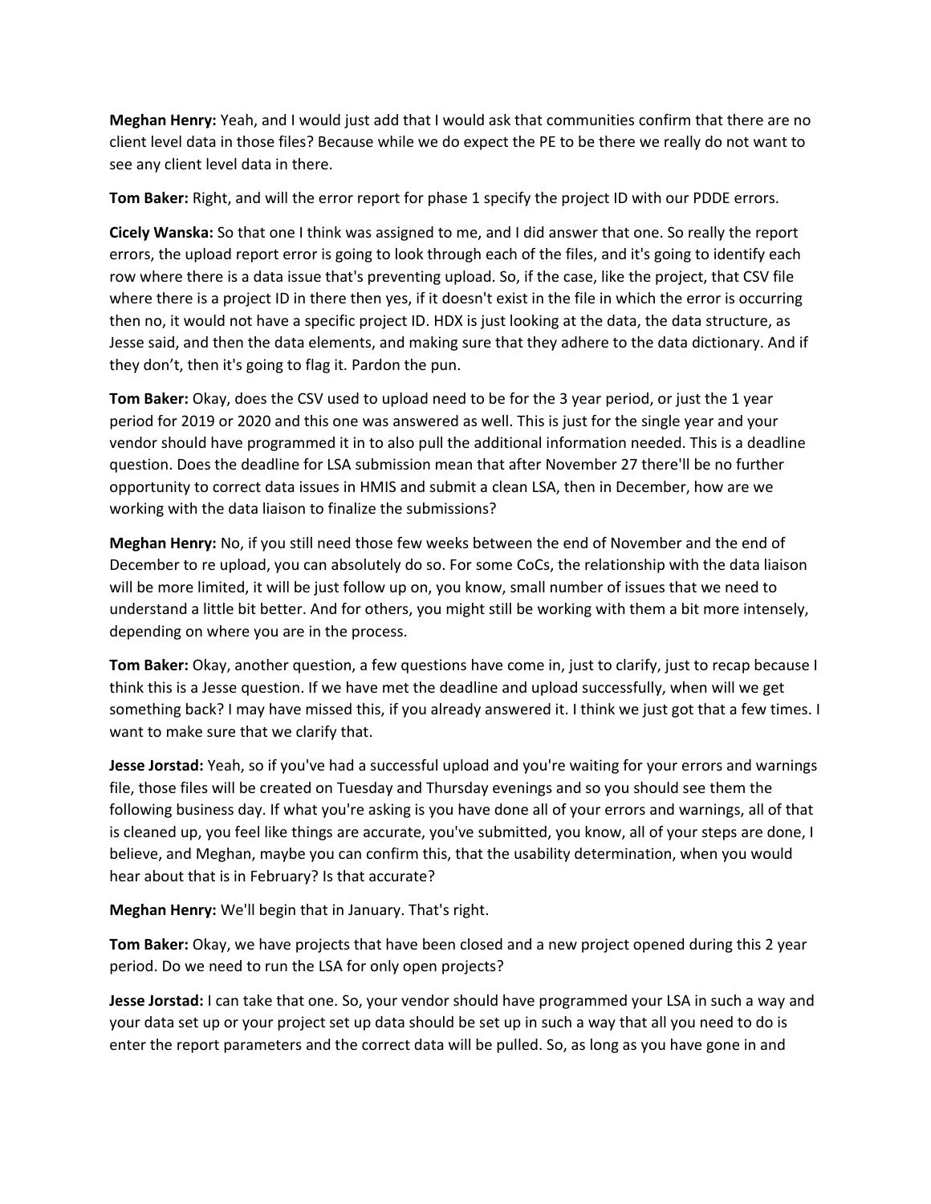**Meghan Henry:** Yeah, and I would just add that I would ask that communities confirm that there are no client level data in those files? Because while we do expect the PE to be there we really do not want to see any client level data in there.

**Tom Baker:** Right, and will the error report for phase 1 specify the project ID with our PDDE errors.

**Cicely Wanska:** So that one I think was assigned to me, and I did answer that one. So really the report errors, the upload report error is going to look through each of the files, and it's going to identify each row where there is a data issue that's preventing upload. So, if the case, like the project, that CSV file where there is a project ID in there then yes, if it doesn't exist in the file in which the error is occurring then no, it would not have a specific project ID. HDX is just looking at the data, the data structure, as Jesse said, and then the data elements, and making sure that they adhere to the data dictionary. And if they don't, then it's going to flag it. Pardon the pun.

**Tom Baker:** Okay, does the CSV used to upload need to be for the 3 year period, or just the 1 year period for 2019 or 2020 and this one was answered as well. This is just for the single year and your vendor should have programmed it in to also pull the additional information needed. This is a deadline question. Does the deadline for LSA submission mean that after November 27 there'll be no further opportunity to correct data issues in HMIS and submit a clean LSA, then in December, how are we working with the data liaison to finalize the submissions?

**Meghan Henry:** No, if you still need those few weeks between the end of November and the end of December to re upload, you can absolutely do so. For some CoCs, the relationship with the data liaison will be more limited, it will be just follow up on, you know, small number of issues that we need to understand a little bit better. And for others, you might still be working with them a bit more intensely, depending on where you are in the process.

**Tom Baker:** Okay, another question, a few questions have come in, just to clarify, just to recap because I think this is a Jesse question. If we have met the deadline and upload successfully, when will we get something back? I may have missed this, if you already answered it. I think we just got that a few times. I want to make sure that we clarify that.

**Jesse Jorstad:** Yeah, so if you've had a successful upload and you're waiting for your errors and warnings file, those files will be created on Tuesday and Thursday evenings and so you should see them the following business day. If what you're asking is you have done all of your errors and warnings, all of that is cleaned up, you feel like things are accurate, you've submitted, you know, all of your steps are done, I believe, and Meghan, maybe you can confirm this, that the usability determination, when you would hear about that is in February? Is that accurate?

**Meghan Henry:** We'll begin that in January. That's right.

**Tom Baker:** Okay, we have projects that have been closed and a new project opened during this 2 year period. Do we need to run the LSA for only open projects?

**Jesse Jorstad:** I can take that one. So, your vendor should have programmed your LSA in such a way and your data set up or your project set up data should be set up in such a way that all you need to do is enter the report parameters and the correct data will be pulled. So, as long as you have gone in and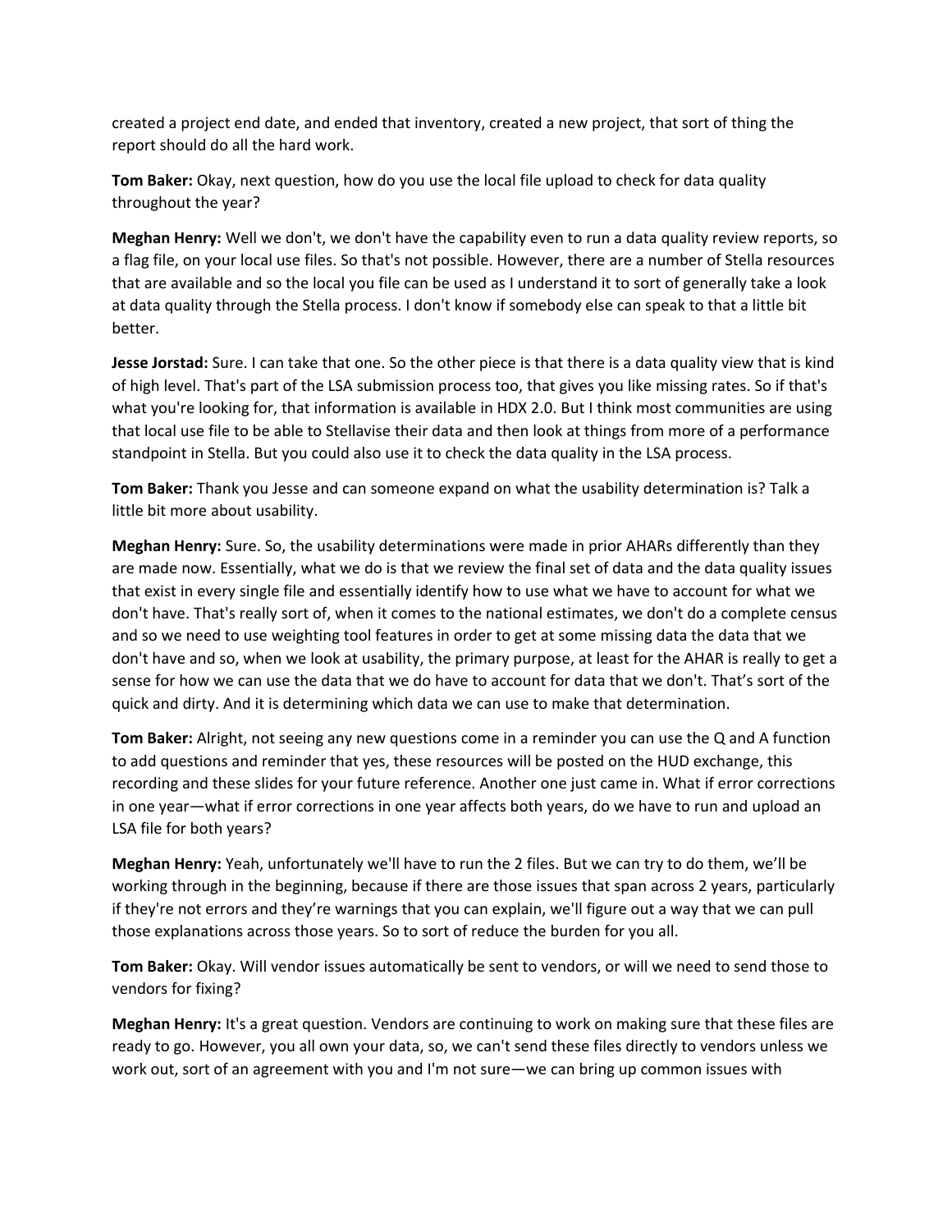created a project end date, and ended that inventory, created a new project, that sort of thing the report should do all the hard work.

**Tom Baker:** Okay, next question, how do you use the local file upload to check for data quality throughout the year?

**Meghan Henry:** Well we don't, we don't have the capability even to run a data quality review reports, so a flag file, on your local use files. So that's not possible. However, there are a number of Stella resources that are available and so the local you file can be used as I understand it to sort of generally take a look at data quality through the Stella process. I don't know if somebody else can speak to that a little bit better.

**Jesse Jorstad:** Sure. I can take that one. So the other piece is that there is a data quality view that is kind of high level. That's part of the LSA submission process too, that gives you like missing rates. So if that's what you're looking for, that information is available in HDX 2.0. But I think most communities are using that local use file to be able to Stellavise their data and then look at things from more of a performance standpoint in Stella. But you could also use it to check the data quality in the LSA process.

**Tom Baker:** Thank you Jesse and can someone expand on what the usability determination is? Talk a little bit more about usability.

**Meghan Henry:** Sure. So, the usability determinations were made in prior AHARs differently than they are made now. Essentially, what we do is that we review the final set of data and the data quality issues that exist in every single file and essentially identify how to use what we have to account for what we don't have. That's really sort of, when it comes to the national estimates, we don't do a complete census and so we need to use weighting tool features in order to get at some missing data the data that we don't have and so, when we look at usability, the primary purpose, at least for the AHAR is really to get a sense for how we can use the data that we do have to account for data that we don't. That's sort of the quick and dirty. And it is determining which data we can use to make that determination.

**Tom Baker:** Alright, not seeing any new questions come in a reminder you can use the Q and A function to add questions and reminder that yes, these resources will be posted on the HUD exchange, this recording and these slides for your future reference. Another one just came in. What if error corrections in one year—what if error corrections in one year affects both years, do we have to run and upload an LSA file for both years?

**Meghan Henry:** Yeah, unfortunately we'll have to run the 2 files. But we can try to do them, we'll be working through in the beginning, because if there are those issues that span across 2 years, particularly if they're not errors and they're warnings that you can explain, we'll figure out a way that we can pull those explanations across those years. So to sort of reduce the burden for you all.

**Tom Baker:** Okay. Will vendor issues automatically be sent to vendors, or will we need to send those to vendors for fixing?

**Meghan Henry:** It's a great question. Vendors are continuing to work on making sure that these files are ready to go. However, you all own your data, so, we can't send these files directly to vendors unless we work out, sort of an agreement with you and I'm not sure—we can bring up common issues with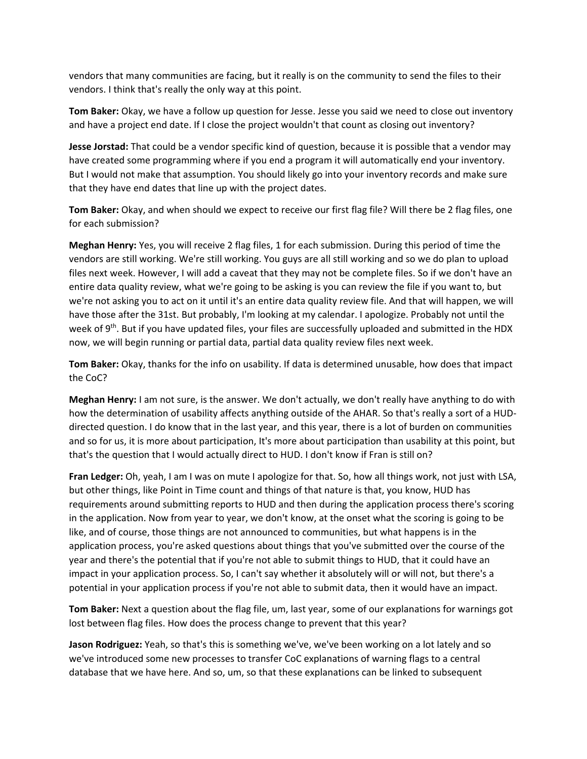vendors that many communities are facing, but it really is on the community to send the files to their vendors. I think that's really the only way at this point.

**Tom Baker:** Okay, we have a follow up question for Jesse. Jesse you said we need to close out inventory and have a project end date. If I close the project wouldn't that count as closing out inventory?

**Jesse Jorstad:** That could be a vendor specific kind of question, because it is possible that a vendor may have created some programming where if you end a program it will automatically end your inventory. But I would not make that assumption. You should likely go into your inventory records and make sure that they have end dates that line up with the project dates.

**Tom Baker:** Okay, and when should we expect to receive our first flag file? Will there be 2 flag files, one for each submission?

**Meghan Henry:** Yes, you will receive 2 flag files, 1 for each submission. During this period of time the vendors are still working. We're still working. You guys are all still working and so we do plan to upload files next week. However, I will add a caveat that they may not be complete files. So if we don't have an entire data quality review, what we're going to be asking is you can review the file if you want to, but we're not asking you to act on it until it's an entire data quality review file. And that will happen, we will have those after the 31st. But probably, I'm looking at my calendar. I apologize. Probably not until the week of 9th. But if you have updated files, your files are successfully uploaded and submitted in the HDX now, we will begin running or partial data, partial data quality review files next week.

**Tom Baker:** Okay, thanks for the info on usability. If data is determined unusable, how does that impact the CoC?

**Meghan Henry:** I am not sure, is the answer. We don't actually, we don't really have anything to do with how the determination of usability affects anything outside of the AHAR. So that's really a sort of a HUD-directed question. I do know that in the last year, and this year, there is a lot of burden on communities and so for us, it is more about participation, It's more about participation than usability at this point, but that's the question that I would actually direct to HUD. I don't know if Fran is still on?

**Fran Ledger:** Oh, yeah, I am I was on mute I apologize for that. So, how all things work, not just with LSA, but other things, like Point in Time count and things of that nature is that, you know, HUD has requirements around submitting reports to HUD and then during the application process there's scoring in the application. Now from year to year, we don't know, at the onset what the scoring is going to be like, and of course, those things are not announced to communities, but what happens is in the application process, you're asked questions about things that you've submitted over the course of the year and there's the potential that if you're not able to submit things to HUD, that it could have an impact in your application process. So, I can't say whether it absolutely will or will not, but there's a potential in your application process if you're not able to submit data, then it would have an impact.

**Tom Baker:** Next a question about the flag file, um, last year, some of our explanations for warnings got lost between flag files. How does the process change to prevent that this year?

**Jason Rodriguez:** Yeah, so that's this is something we've, we've been working on a lot lately and so we've introduced some new processes to transfer CoC explanations of warning flags to a central database that we have here. And so, um, so that these explanations can be linked to subsequent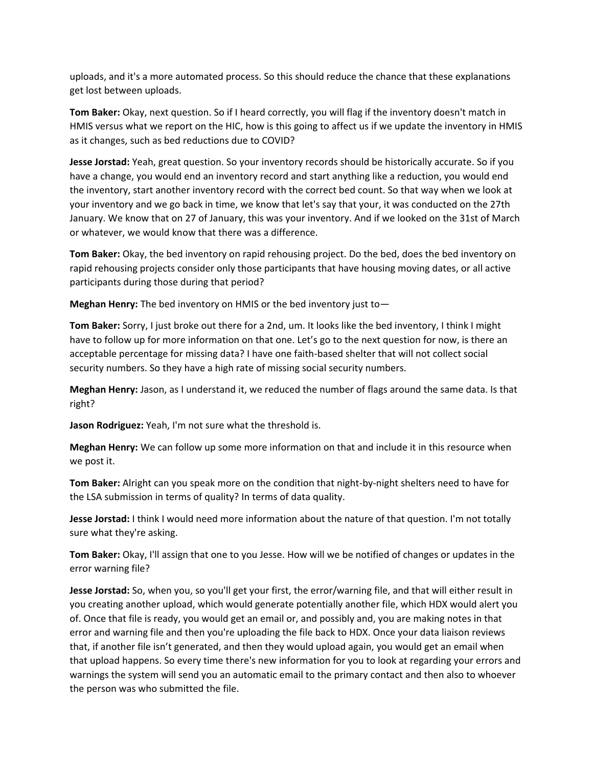uploads, and it's a more automated process. So this should reduce the chance that these explanations get lost between uploads.

**Tom Baker:** Okay, next question. So if I heard correctly, you will flag if the inventory doesn't match in HMIS versus what we report on the HIC, how is this going to affect us if we update the inventory in HMIS as it changes, such as bed reductions due to COVID?

**Jesse Jorstad:** Yeah, great question. So your inventory records should be historically accurate. So if you have a change, you would end an inventory record and start anything like a reduction, you would end the inventory, start another inventory record with the correct bed count. So that way when we look at your inventory and we go back in time, we know that let's say that your, it was conducted on the 27th January. We know that on 27 of January, this was your inventory. And if we looked on the 31st of March or whatever, we would know that there was a difference.

**Tom Baker:** Okay, the bed inventory on rapid rehousing project. Do the bed, does the bed inventory on rapid rehousing projects consider only those participants that have housing moving dates, or all active participants during those during that period?

**Meghan Henry:** The bed inventory on HMIS or the bed inventory just to—

**Tom Baker:** Sorry, I just broke out there for a 2nd, um. It looks like the bed inventory, I think I might have to follow up for more information on that one. Let's go to the next question for now, is there an acceptable percentage for missing data? I have one faith-based shelter that will not collect social security numbers. So they have a high rate of missing social security numbers.

**Meghan Henry:** Jason, as I understand it, we reduced the number of flags around the same data. Is that right?

**Jason Rodriguez:** Yeah, I'm not sure what the threshold is.

**Meghan Henry:** We can follow up some more information on that and include it in this resource when we post it.

**Tom Baker:** Alright can you speak more on the condition that night-by-night shelters need to have for the LSA submission in terms of quality? In terms of data quality.

**Jesse Jorstad:** I think I would need more information about the nature of that question. I'm not totally sure what they're asking.

**Tom Baker:** Okay, I'll assign that one to you Jesse. How will we be notified of changes or updates in the error warning file?

**Jesse Jorstad:** So, when you, so you'll get your first, the error/warning file, and that will either result in you creating another upload, which would generate potentially another file, which HDX would alert you of. Once that file is ready, you would get an email or, and possibly and, you are making notes in that error and warning file and then you're uploading the file back to HDX. Once your data liaison reviews that, if another file isn't generated, and then they would upload again, you would get an email when that upload happens. So every time there's new information for you to look at regarding your errors and warnings the system will send you an automatic email to the primary contact and then also to whoever the person was who submitted the file.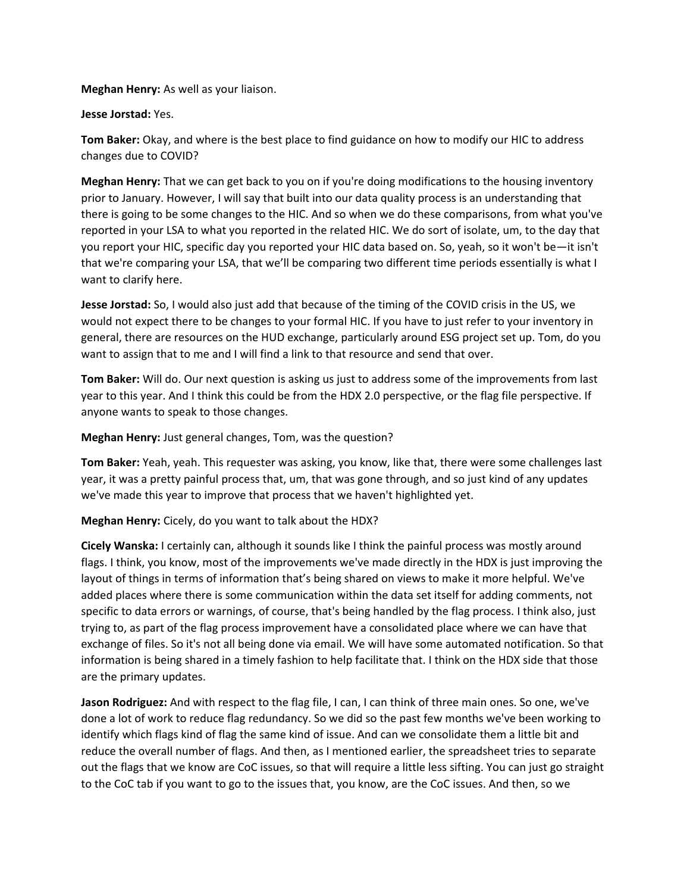**Meghan Henry:** As well as your liaison.

**Jesse Jorstad:** Yes.

**Tom Baker:** Okay, and where is the best place to find guidance on how to modify our HIC to address changes due to COVID?

**Meghan Henry:** That we can get back to you on if you're doing modifications to the housing inventory prior to January. However, I will say that built into our data quality process is an understanding that there is going to be some changes to the HIC. And so when we do these comparisons, from what you've reported in your LSA to what you reported in the related HIC. We do sort of isolate, um, to the day that you report your HIC, specific day you reported your HIC data based on. So, yeah, so it won't be—it isn't that we're comparing your LSA, that we'll be comparing two different time periods essentially is what I want to clarify here.

**Jesse Jorstad:** So, I would also just add that because of the timing of the COVID crisis in the US, we would not expect there to be changes to your formal HIC. If you have to just refer to your inventory in general, there are resources on the HUD exchange, particularly around ESG project set up. Tom, do you want to assign that to me and I will find a link to that resource and send that over.

**Tom Baker:** Will do. Our next question is asking us just to address some of the improvements from last year to this year. And I think this could be from the HDX 2.0 perspective, or the flag file perspective. If anyone wants to speak to those changes.

**Meghan Henry:** Just general changes, Tom, was the question?

**Tom Baker:** Yeah, yeah. This requester was asking, you know, like that, there were some challenges last year, it was a pretty painful process that, um, that was gone through, and so just kind of any updates we've made this year to improve that process that we haven't highlighted yet.

**Meghan Henry:** Cicely, do you want to talk about the HDX?

**Cicely Wanska:** I certainly can, although it sounds like I think the painful process was mostly around flags. I think, you know, most of the improvements we've made directly in the HDX is just improving the layout of things in terms of information that's being shared on views to make it more helpful. We've added places where there is some communication within the data set itself for adding comments, not specific to data errors or warnings, of course, that's being handled by the flag process. I think also, just trying to, as part of the flag process improvement have a consolidated place where we can have that exchange of files. So it's not all being done via email. We will have some automated notification. So that information is being shared in a timely fashion to help facilitate that. I think on the HDX side that those are the primary updates.

**Jason Rodriguez:** And with respect to the flag file, I can, I can think of three main ones. So one, we've done a lot of work to reduce flag redundancy. So we did so the past few months we've been working to identify which flags kind of flag the same kind of issue. And can we consolidate them a little bit and reduce the overall number of flags. And then, as I mentioned earlier, the spreadsheet tries to separate out the flags that we know are CoC issues, so that will require a little less sifting. You can just go straight to the CoC tab if you want to go to the issues that, you know, are the CoC issues. And then, so we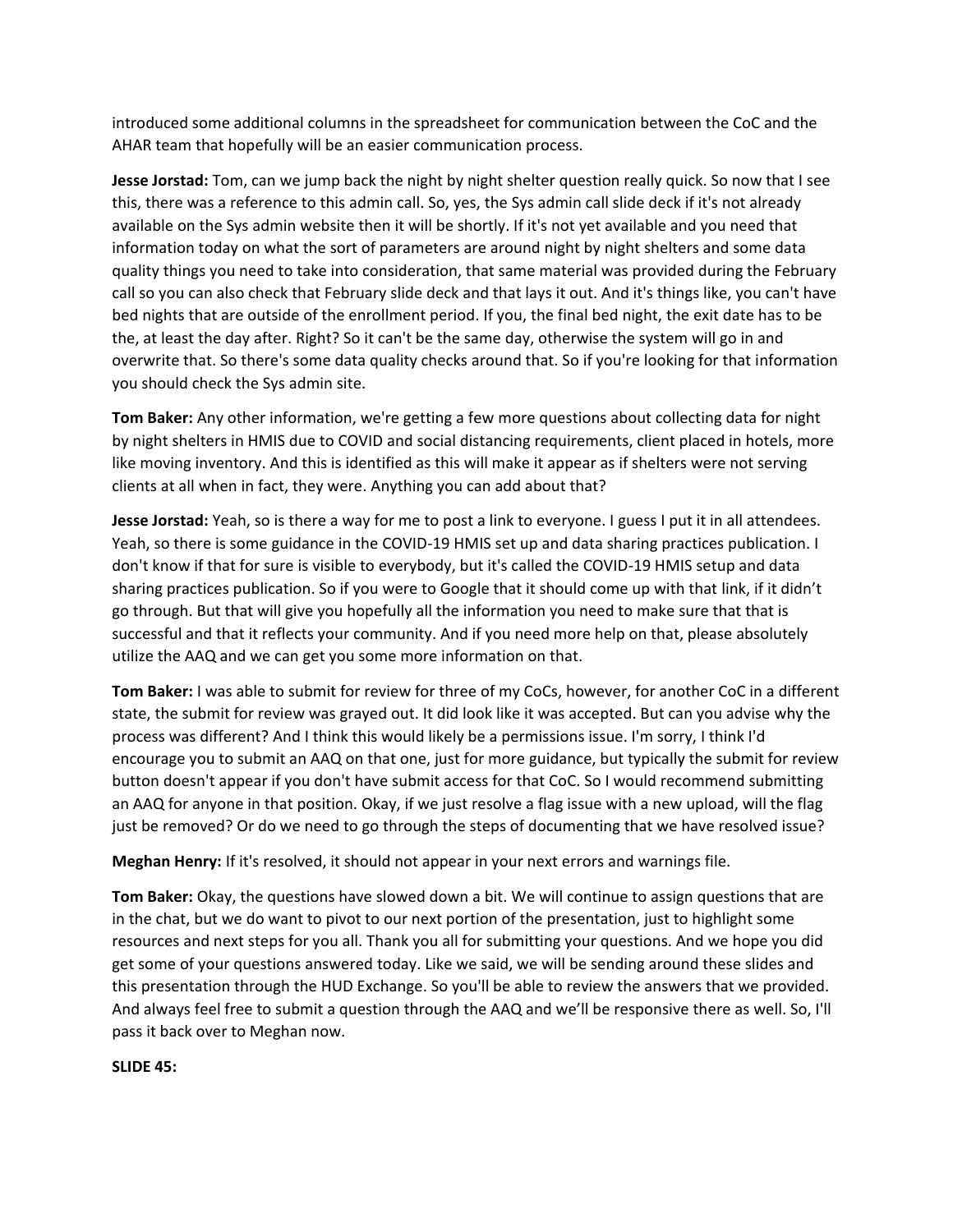introduced some additional columns in the spreadsheet for communication between the CoC and the AHAR team that hopefully will be an easier communication process.

**Jesse Jorstad:** Tom, can we jump back the night by night shelter question really quick. So now that I see this, there was a reference to this admin call. So, yes, the Sys admin call slide deck if it's not already available on the Sys admin website then it will be shortly. If it's not yet available and you need that information today on what the sort of parameters are around night by night shelters and some data quality things you need to take into consideration, that same material was provided during the February call so you can also check that February slide deck and that lays it out. And it's things like, you can't have bed nights that are outside of the enrollment period. If you, the final bed night, the exit date has to be the, at least the day after. Right? So it can't be the same day, otherwise the system will go in and overwrite that. So there's some data quality checks around that. So if you're looking for that information you should check the Sys admin site.

**Tom Baker:** Any other information, we're getting a few more questions about collecting data for night by night shelters in HMIS due to COVID and social distancing requirements, client placed in hotels, more like moving inventory. And this is identified as this will make it appear as if shelters were not serving clients at all when in fact, they were. Anything you can add about that?

**Jesse Jorstad:** Yeah, so is there a way for me to post a link to everyone. I guess I put it in all attendees. Yeah, so there is some guidance in the COVID-19 HMIS set up and data sharing practices publication. I don't know if that for sure is visible to everybody, but it's called the COVID-19 HMIS setup and data sharing practices publication. So if you were to Google that it should come up with that link, if it didn't go through. But that will give you hopefully all the information you need to make sure that that is successful and that it reflects your community. And if you need more help on that, please absolutely utilize the AAQ and we can get you some more information on that.

**Tom Baker:** I was able to submit for review for three of my CoCs, however, for another CoC in a different state, the submit for review was grayed out. It did look like it was accepted. But can you advise why the process was different? And I think this would likely be a permissions issue. I'm sorry, I think I'd encourage you to submit an AAQ on that one, just for more guidance, but typically the submit for review button doesn't appear if you don't have submit access for that CoC. So I would recommend submitting an AAQ for anyone in that position. Okay, if we just resolve a flag issue with a new upload, will the flag just be removed? Or do we need to go through the steps of documenting that we have resolved issue?

**Meghan Henry:** If it's resolved, it should not appear in your next errors and warnings file.

**Tom Baker:** Okay, the questions have slowed down a bit. We will continue to assign questions that are in the chat, but we do want to pivot to our next portion of the presentation, just to highlight some resources and next steps for you all. Thank you all for submitting your questions. And we hope you did get some of your questions answered today. Like we said, we will be sending around these slides and this presentation through the HUD Exchange. So you'll be able to review the answers that we provided. And always feel free to submit a question through the AAQ and we'll be responsive there as well. So, I'll pass it back over to Meghan now.

**SLIDE 45:**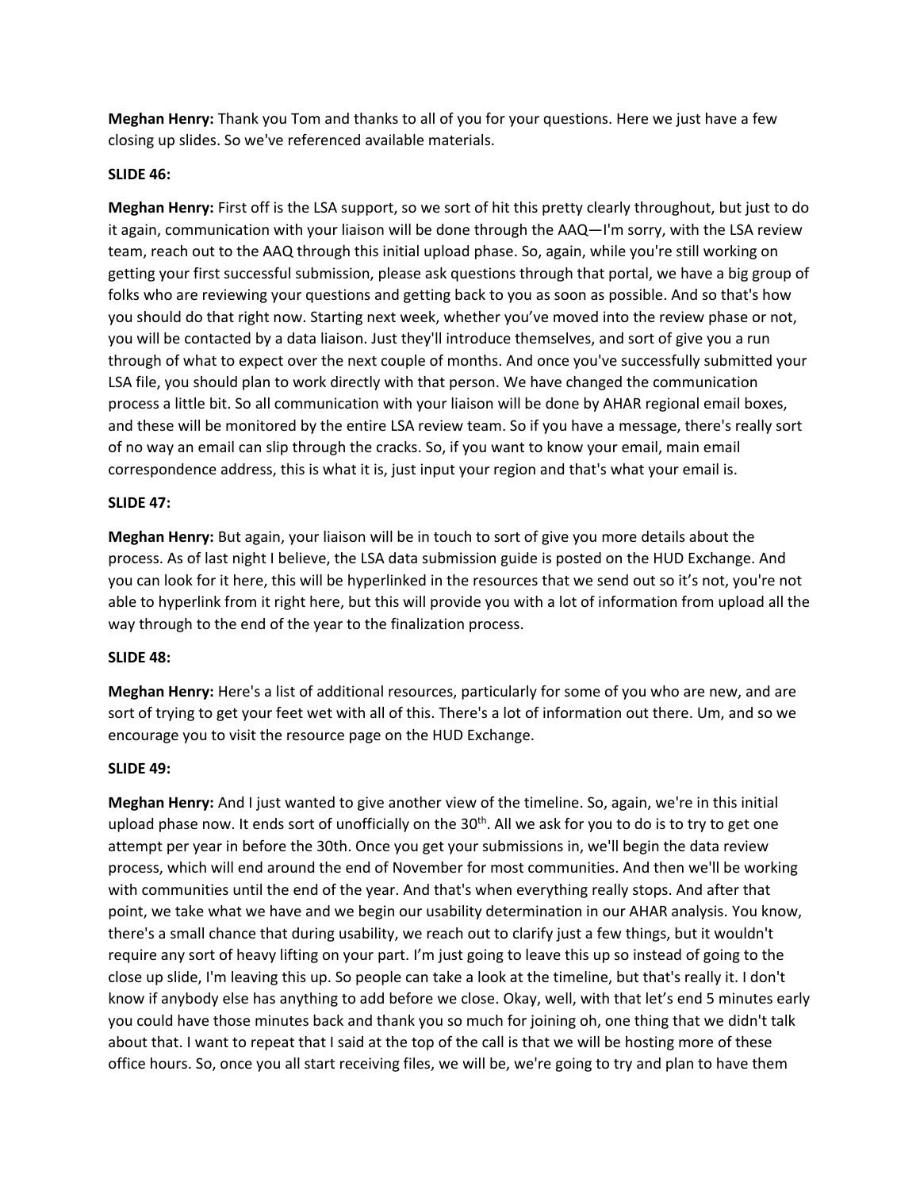**Meghan Henry:** Thank you Tom and thanks to all of you for your questions. Here we just have a few closing up slides. So we've referenced available materials.

**SLIDE 46:**

**Meghan Henry:** First off is the LSA support, so we sort of hit this pretty clearly throughout, but just to do it again, communication with your liaison will be done through the AAQ—I'm sorry, with the LSA review team, reach out to the AAQ through this initial upload phase. So, again, while you're still working on getting your first successful submission, please ask questions through that portal, we have a big group of folks who are reviewing your questions and getting back to you as soon as possible. And so that's how you should do that right now. Starting next week, whether you've moved into the review phase or not, you will be contacted by a data liaison. Just they'll introduce themselves, and sort of give you a run through of what to expect over the next couple of months. And once you've successfully submitted your LSA file, you should plan to work directly with that person. We have changed the communication process a little bit. So all communication with your liaison will be done by AHAR regional email boxes, and these will be monitored by the entire LSA review team. So if you have a message, there's really sort of no way an email can slip through the cracks. So, if you want to know your email, main email correspondence address, this is what it is, just input your region and that's what your email is.

**SLIDE 47:**

**Meghan Henry:** But again, your liaison will be in touch to sort of give you more details about the process. As of last night I believe, the LSA data submission guide is posted on the HUD Exchange. And you can look for it here, this will be hyperlinked in the resources that we send out so it's not, you're not able to hyperlink from it right here, but this will provide you with a lot of information from upload all the way through to the end of the year to the finalization process.

**SLIDE 48:**

**Meghan Henry:** Here's a list of additional resources, particularly for some of you who are new, and are sort of trying to get your feet wet with all of this. There's a lot of information out there. Um, and so we encourage you to visit the resource page on the HUD Exchange.

**SLIDE 49:**

**Meghan Henry:** And I just wanted to give another view of the timeline. So, again, we're in this initial upload phase now. It ends sort of unofficially on the 30th. All we ask for you to do is to try to get one attempt per year in before the 30th. Once you get your submissions in, we'll begin the data review process, which will end around the end of November for most communities. And then we'll be working with communities until the end of the year. And that's when everything really stops. And after that point, we take what we have and we begin our usability determination in our AHAR analysis. You know, there's a small chance that during usability, we reach out to clarify just a few things, but it wouldn't require any sort of heavy lifting on your part. I'm just going to leave this up so instead of going to the close up slide, I'm leaving this up. So people can take a look at the timeline, but that's really it. I don't know if anybody else has anything to add before we close. Okay, well, with that let's end 5 minutes early you could have those minutes back and thank you so much for joining oh, one thing that we didn't talk about that. I want to repeat that I said at the top of the call is that we will be hosting more of these office hours. So, once you all start receiving files, we will be, we're going to try and plan to have them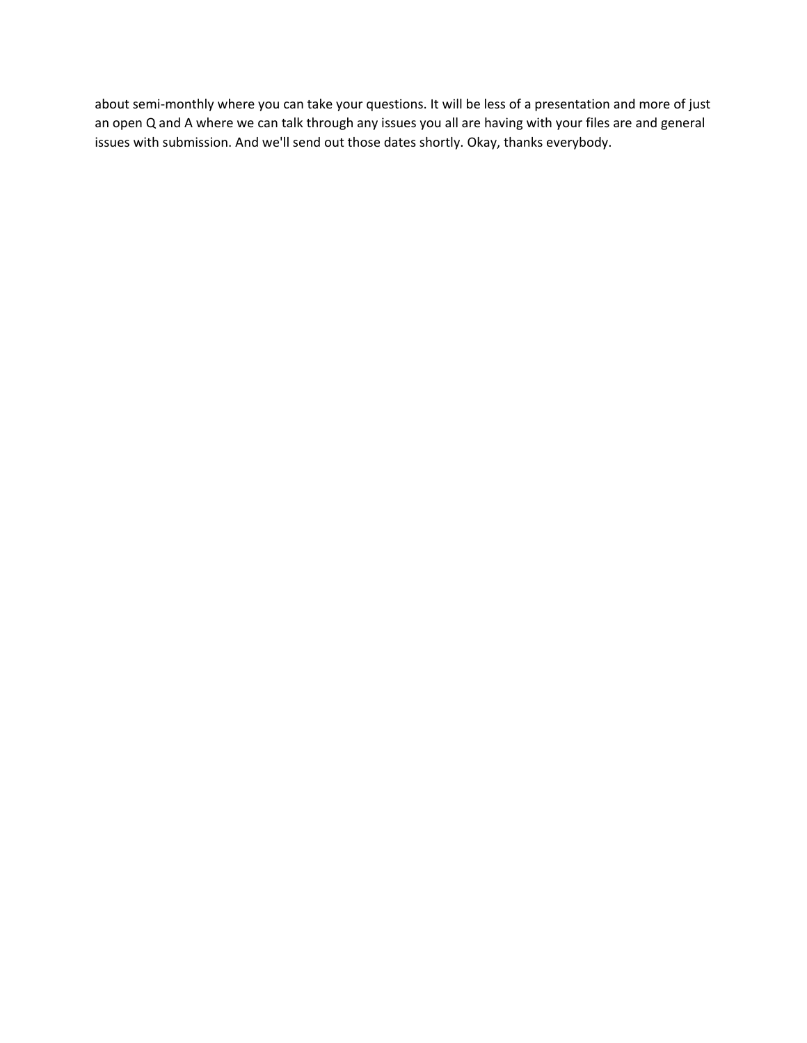about semi-monthly where you can take your questions. It will be less of a presentation and more of just an open Q and A where we can talk through any issues you all are having with your files are and general issues with submission. And we'll send out those dates shortly. Okay, thanks everybody.